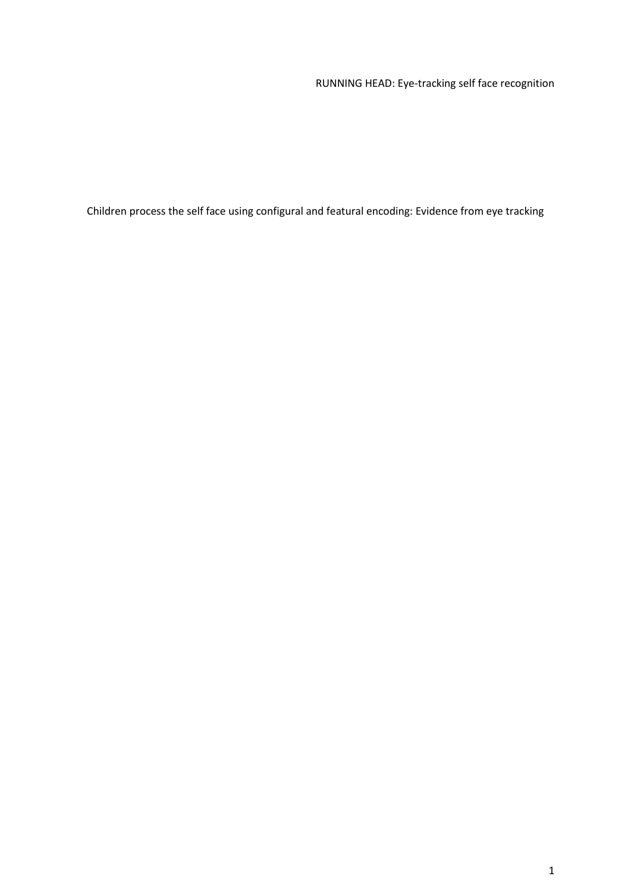# Children process the self face using configural and featural encoding: Evidence from eye tracking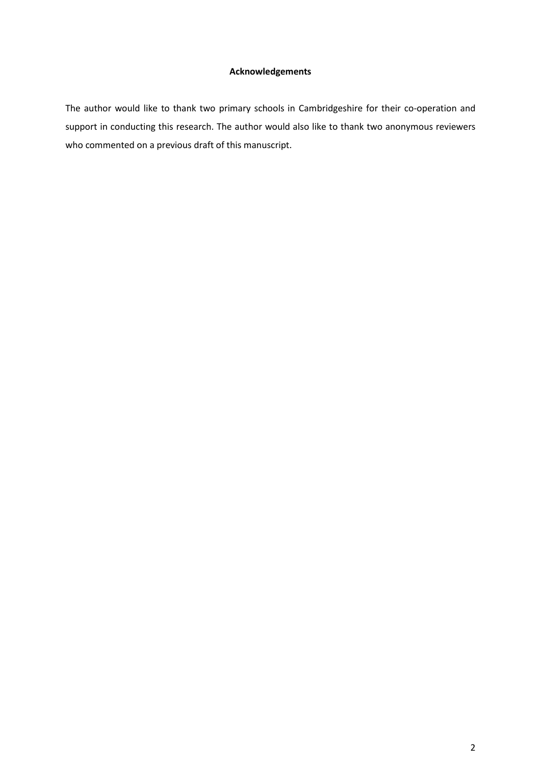## Acknowledgements

The author would like to thank two primary schools in Cambridgeshire for their co-operation and support in conducting this research. The author would also like to thank two anonymous reviewers who commented on a previous draft of this manuscript.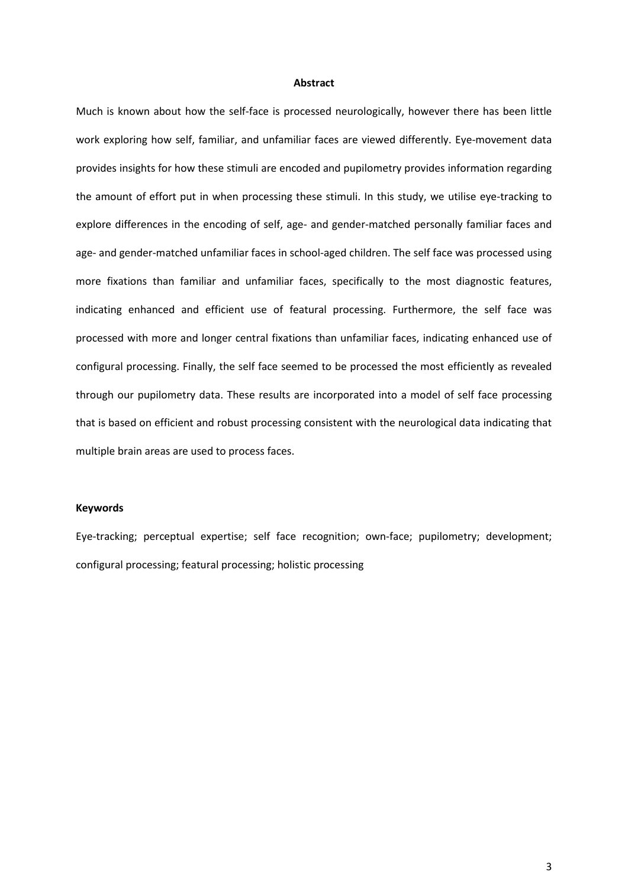## Abstract

Much is known about how the self-face is processed neurologically, however there has been little work exploring how self, familiar, and unfamiliar faces are viewed differently. Eye-movement data provides insights for how these stimuli are encoded and pupilometry provides information regarding the amount of effort put in when processing these stimuli. In this study, we utilise eye-tracking to explore differences in the encoding of self, age- and gender-matched personally familiar faces and age- and gender-matched unfamiliar faces in school-aged children. The self face was processed using more fixations than familiar and unfamiliar faces, specifically to the most diagnostic features, indicating enhanced and efficient use of featural processing. Furthermore, the self face was processed with more and longer central fixations than unfamiliar faces, indicating enhanced use of configural processing. Finally, the self face seemed to be processed the most efficiently as revealed through our pupilometry data. These results are incorporated into a model of self face processing that is based on efficient and robust processing consistent with the neurological data indicating that multiple brain areas are used to process faces.

### Keywords

Eye-tracking; perceptual expertise; self face recognition; own-face; pupilometry; development; configural processing; featural processing; holistic processing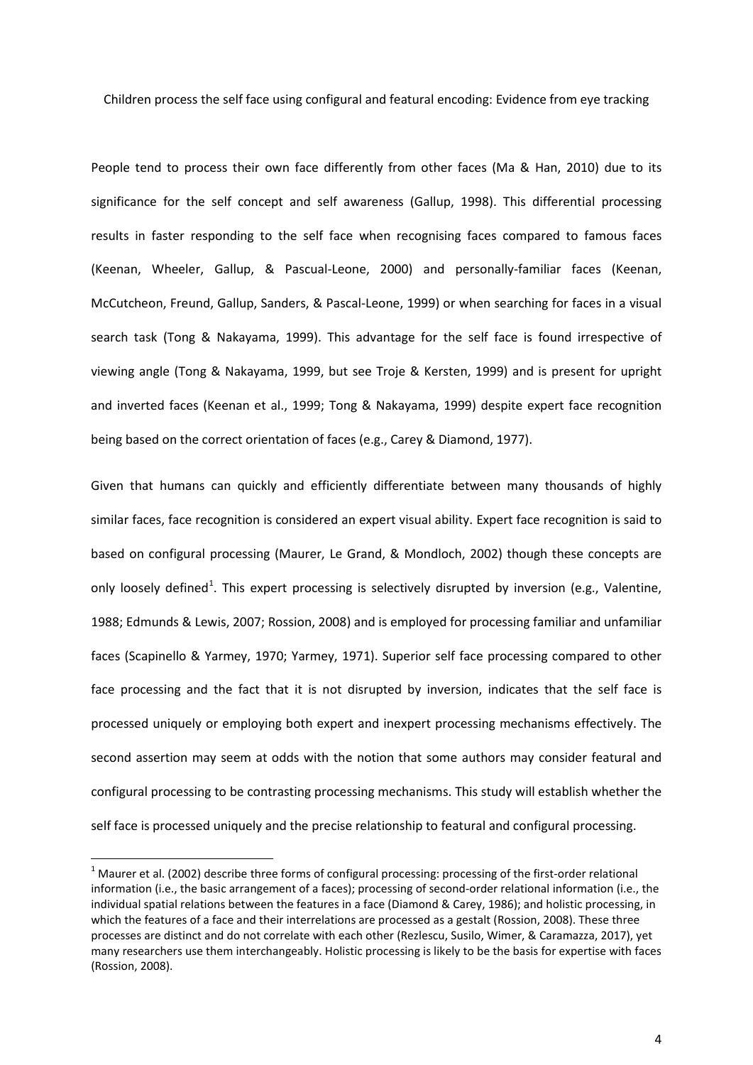Children process the self face using configural and featural encoding: Evidence from eye tracking

People tend to process their own face differently from other faces (Ma & Han, 2010) due to its significance for the self concept and self awareness (Gallup, 1998). This differential processing results in faster responding to the self face when recognising faces compared to famous faces (Keenan, Wheeler, Gallup, & Pascual-Leone, 2000) and personally-familiar faces (Keenan, McCutcheon, Freund, Gallup, Sanders, & Pascal-Leone, 1999) or when searching for faces in a visual search task (Tong & Nakayama, 1999). This advantage for the self face is found irrespective of viewing angle (Tong & Nakayama, 1999, but see Troje & Kersten, 1999) and is present for upright and inverted faces (Keenan et al., 1999; Tong & Nakayama, 1999) despite expert face recognition being based on the correct orientation of faces (e.g., Carey & Diamond, 1977).

Given that humans can quickly and efficiently differentiate between many thousands of highly similar faces, face recognition is considered an expert visual ability. Expert face recognition is said to based on configural processing (Maurer, Le Grand, & Mondloch, 2002) though these concepts are only loosely defined[1]. This expert processing is selectively disrupted by inversion (e.g., Valentine, 1988; Edmunds & Lewis, 2007; Rossion, 2008) and is employed for processing familiar and unfamiliar faces (Scapinello & Yarmey, 1970; Yarmey, 1971). Superior self face processing compared to other face processing and the fact that it is not disrupted by inversion, indicates that the self face is processed uniquely or employing both expert and inexpert processing mechanisms effectively. The second assertion may seem at odds with the notion that some authors may consider featural and configural processing to be contrasting processing mechanisms. This study will establish whether the self face is processed uniquely and the precise relationship to featural and configural processing.

[1] Maurer et al. (2002) describe three forms of configural processing: processing of the first-order relational information (i.e., the basic arrangement of a faces); processing of second-order relational information (i.e., the individual spatial relations between the features in a face (Diamond & Carey, 1986); and holistic processing, in which the features of a face and their interrelations are processed as a gestalt (Rossion, 2008). These three processes are distinct and do not correlate with each other (Rezlescu, Susilo, Wimer, & Caramazza, 2017), yet many researchers use them interchangeably. Holistic processing is likely to be the basis for expertise with faces (Rossion, 2008).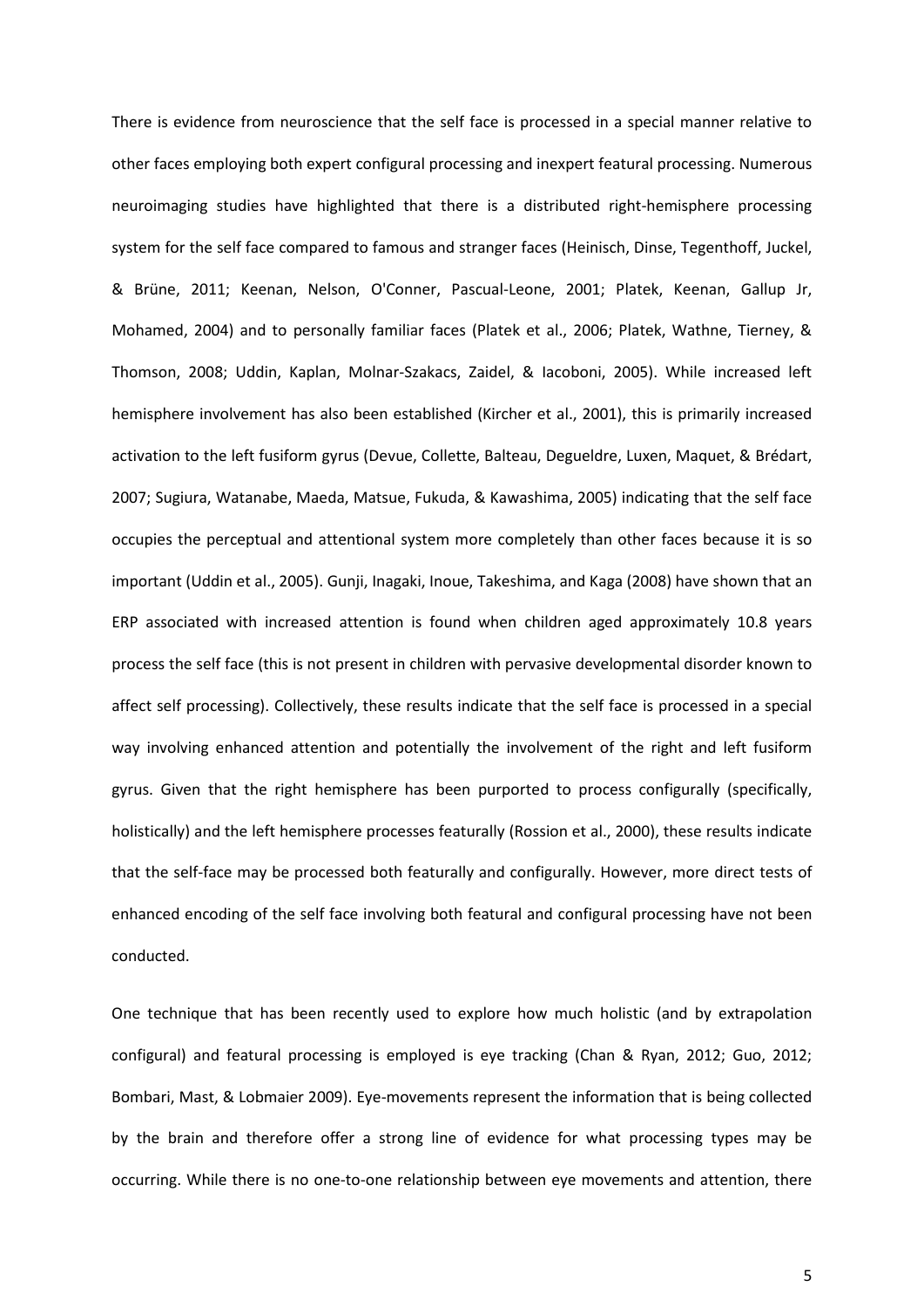There is evidence from neuroscience that the self face is processed in a special manner relative to other faces employing both expert configural processing and inexpert featural processing. Numerous neuroimaging studies have highlighted that there is a distributed right-hemisphere processing system for the self face compared to famous and stranger faces (Heinisch, Dinse, Tegenthoff, Juckel, & Brüne, 2011; Keenan, Nelson, O'Conner, Pascual-Leone, 2001; Platek, Keenan, Gallup Jr, Mohamed, 2004) and to personally familiar faces (Platek et al., 2006; Platek, Wathne, Tierney, & Thomson, 2008; Uddin, Kaplan, Molnar-Szakacs, Zaidel, & Iacoboni, 2005). While increased left hemisphere involvement has also been established (Kircher et al., 2001), this is primarily increased activation to the left fusiform gyrus (Devue, Collette, Balteau, Degueldre, Luxen, Maquet, & Brédart, 2007; Sugiura, Watanabe, Maeda, Matsue, Fukuda, & Kawashima, 2005) indicating that the self face occupies the perceptual and attentional system more completely than other faces because it is so important (Uddin et al., 2005). Gunji, Inagaki, Inoue, Takeshima, and Kaga (2008) have shown that an ERP associated with increased attention is found when children aged approximately 10.8 years process the self face (this is not present in children with pervasive developmental disorder known to affect self processing). Collectively, these results indicate that the self face is processed in a special way involving enhanced attention and potentially the involvement of the right and left fusiform gyrus. Given that the right hemisphere has been purported to process configurally (specifically, holistically) and the left hemisphere processes featurally (Rossion et al., 2000), these results indicate that the self-face may be processed both featurally and configurally. However, more direct tests of enhanced encoding of the self face involving both featural and configural processing have not been conducted.

One technique that has been recently used to explore how much holistic (and by extrapolation configural) and featural processing is employed is eye tracking (Chan & Ryan, 2012; Guo, 2012; Bombari, Mast, & Lobmaier 2009). Eye-movements represent the information that is being collected by the brain and therefore offer a strong line of evidence for what processing types may be occurring. While there is no one-to-one relationship between eye movements and attention, there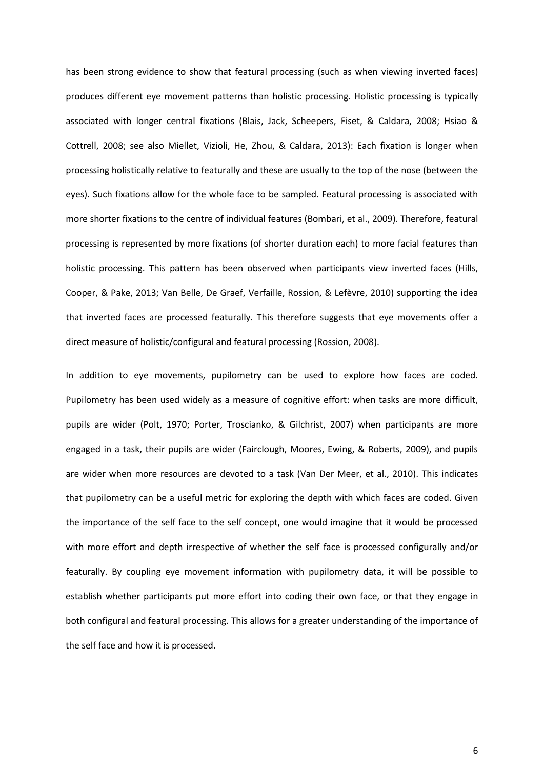has been strong evidence to show that featural processing (such as when viewing inverted faces) produces different eye movement patterns than holistic processing. Holistic processing is typically associated with longer central fixations (Blais, Jack, Scheepers, Fiset, & Caldara, 2008; Hsiao & Cottrell, 2008; see also Miellet, Vizioli, He, Zhou, & Caldara, 2013): Each fixation is longer when processing holistically relative to featurally and these are usually to the top of the nose (between the eyes). Such fixations allow for the whole face to be sampled. Featural processing is associated with more shorter fixations to the centre of individual features (Bombari, et al., 2009). Therefore, featural processing is represented by more fixations (of shorter duration each) to more facial features than holistic processing. This pattern has been observed when participants view inverted faces (Hills, Cooper, & Pake, 2013; Van Belle, De Graef, Verfaille, Rossion, & Lefèvre, 2010) supporting the idea that inverted faces are processed featurally. This therefore suggests that eye movements offer a direct measure of holistic/configural and featural processing (Rossion, 2008).

In addition to eye movements, pupilometry can be used to explore how faces are coded. Pupilometry has been used widely as a measure of cognitive effort: when tasks are more difficult, pupils are wider (Polt, 1970; Porter, Troscianko, & Gilchrist, 2007) when participants are more engaged in a task, their pupils are wider (Fairclough, Moores, Ewing, & Roberts, 2009), and pupils are wider when more resources are devoted to a task (Van Der Meer, et al., 2010). This indicates that pupilometry can be a useful metric for exploring the depth with which faces are coded. Given the importance of the self face to the self concept, one would imagine that it would be processed with more effort and depth irrespective of whether the self face is processed configurally and/or featurally. By coupling eye movement information with pupilometry data, it will be possible to establish whether participants put more effort into coding their own face, or that they engage in both configural and featural processing. This allows for a greater understanding of the importance of the self face and how it is processed.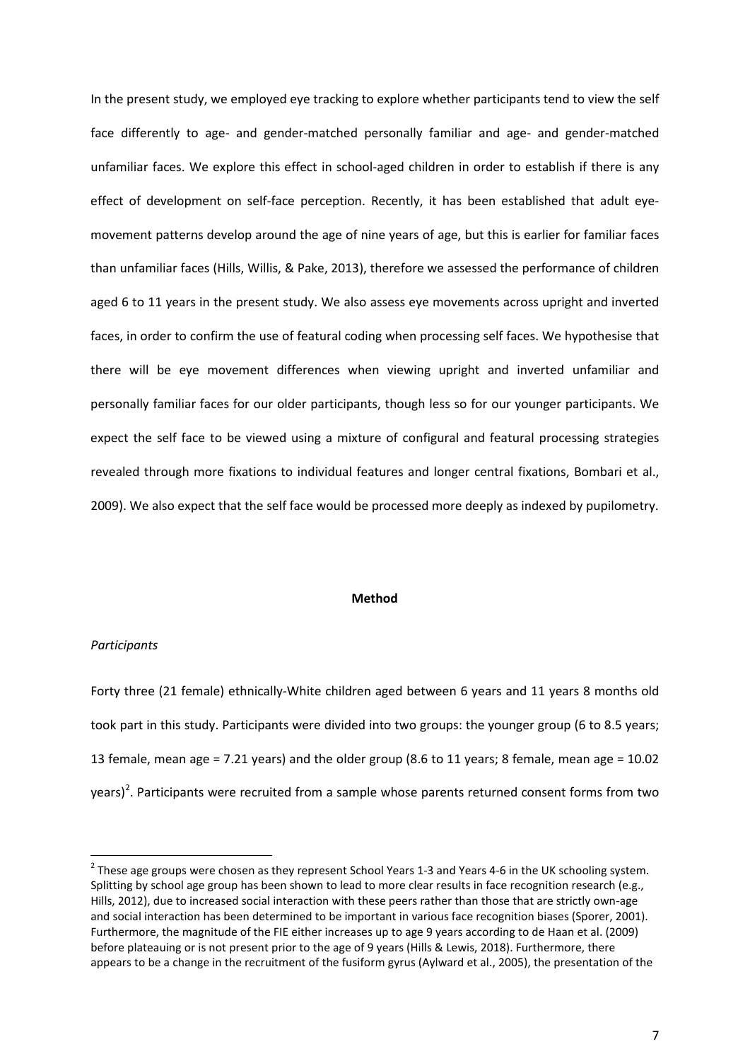In the present study, we employed eye tracking to explore whether participants tend to view the self face differently to age- and gender-matched personally familiar and age- and gender-matched unfamiliar faces. We explore this effect in school-aged children in order to establish if there is any effect of development on self-face perception. Recently, it has been established that adult eye-movement patterns develop around the age of nine years of age, but this is earlier for familiar faces than unfamiliar faces (Hills, Willis, & Pake, 2013), therefore we assessed the performance of children aged 6 to 11 years in the present study. We also assess eye movements across upright and inverted faces, in order to confirm the use of featural coding when processing self faces. We hypothesise that there will be eye movement differences when viewing upright and inverted unfamiliar and personally familiar faces for our older participants, though less so for our younger participants. We expect the self face to be viewed using a mixture of configural and featural processing strategies revealed through more fixations to individual features and longer central fixations, Bombari et al., 2009). We also expect that the self face would be processed more deeply as indexed by pupilometry.

## Method

*Participants*

Forty three (21 female) ethnically-White children aged between 6 years and 11 years 8 months old took part in this study. Participants were divided into two groups: the younger group (6 to 8.5 years; 13 female, mean age = 7.21 years) and the older group (8.6 to 11 years; 8 female, mean age = 10.02 years)[2]. Participants were recruited from a sample whose parents returned consent forms from two

[2] These age groups were chosen as they represent School Years 1-3 and Years 4-6 in the UK schooling system. Splitting by school age group has been shown to lead to more clear results in face recognition research (e.g., Hills, 2012), due to increased social interaction with these peers rather than those that are strictly own-age and social interaction has been determined to be important in various face recognition biases (Sporer, 2001). Furthermore, the magnitude of the FIE either increases up to age 9 years according to de Haan et al. (2009) before plateauing or is not present prior to the age of 9 years (Hills & Lewis, 2018). Furthermore, there appears to be a change in the recruitment of the fusiform gyrus (Aylward et al., 2005), the presentation of the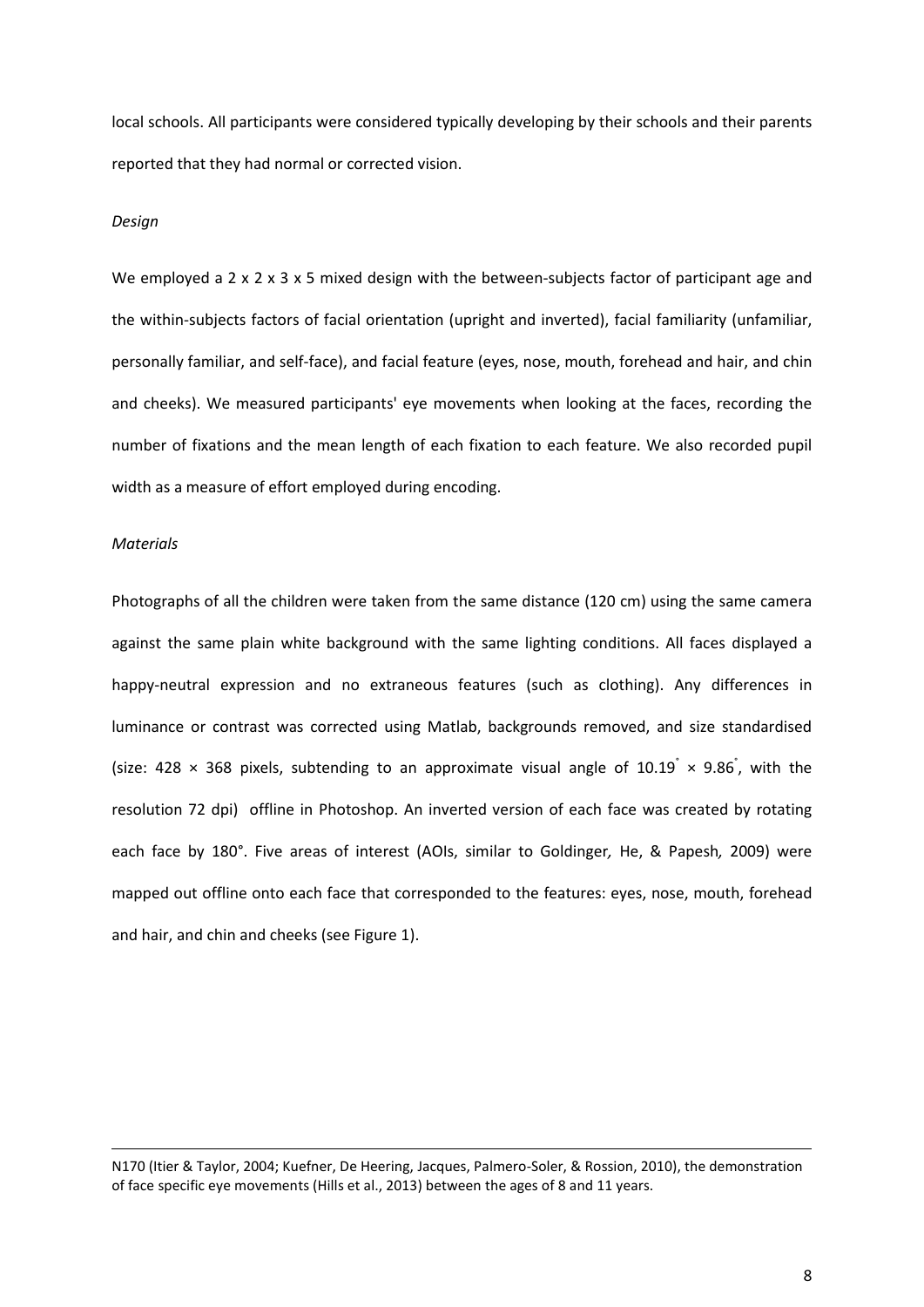local schools. All participants were considered typically developing by their schools and their parents reported that they had normal or corrected vision.

*Design*

We employed a 2 x 2 x 3 x 5 mixed design with the between-subjects factor of participant age and the within-subjects factors of facial orientation (upright and inverted), facial familiarity (unfamiliar, personally familiar, and self-face), and facial feature (eyes, nose, mouth, forehead and hair, and chin and cheeks). We measured participants' eye movements when looking at the faces, recording the number of fixations and the mean length of each fixation to each feature. We also recorded pupil width as a measure of effort employed during encoding.

*Materials*

Photographs of all the children were taken from the same distance (120 cm) using the same camera against the same plain white background with the same lighting conditions. All faces displayed a happy-neutral expression and no extraneous features (such as clothing). Any differences in luminance or contrast was corrected using Matlab, backgrounds removed, and size standardised (size: 428 × 368 pixels, subtending to an approximate visual angle of 10.19° × 9.86°, with the resolution 72 dpi) offline in Photoshop. An inverted version of each face was created by rotating each face by 180°. Five areas of interest (AOIs, similar to Goldinger*,* He, & Papesh*,* 2009) were mapped out offline onto each face that corresponded to the features: eyes, nose, mouth, forehead and hair, and chin and cheeks (see Figure 1).

---

N170 (Itier & Taylor, 2004; Kuefner, De Heering, Jacques, Palmero-Soler, & Rossion, 2010), the demonstration of face specific eye movements (Hills et al., 2013) between the ages of 8 and 11 years.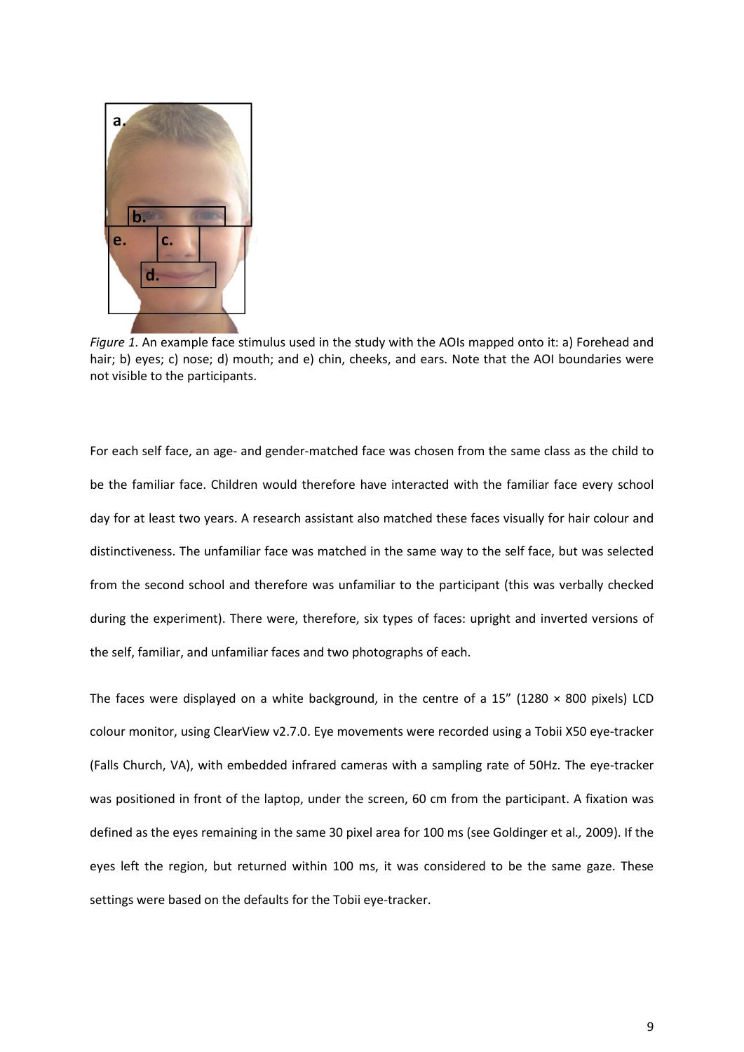*Figure 1*. An example face stimulus used in the study with the AOIs mapped onto it: a) Forehead and hair; b) eyes; c) nose; d) mouth; and e) chin, cheeks, and ears. Note that the AOI boundaries were not visible to the participants.

For each self face, an age- and gender-matched face was chosen from the same class as the child to be the familiar face. Children would therefore have interacted with the familiar face every school day for at least two years. A research assistant also matched these faces visually for hair colour and distinctiveness. The unfamiliar face was matched in the same way to the self face, but was selected from the second school and therefore was unfamiliar to the participant (this was verbally checked during the experiment). There were, therefore, six types of faces: upright and inverted versions of the self, familiar, and unfamiliar faces and two photographs of each.

The faces were displayed on a white background, in the centre of a 15" (1280 × 800 pixels) LCD colour monitor, using ClearView v2.7.0. Eye movements were recorded using a Tobii X50 eye-tracker (Falls Church, VA), with embedded infrared cameras with a sampling rate of 50Hz. The eye-tracker was positioned in front of the laptop, under the screen, 60 cm from the participant. A fixation was defined as the eyes remaining in the same 30 pixel area for 100 ms (see Goldinger et al*.,* 2009). If the eyes left the region, but returned within 100 ms, it was considered to be the same gaze. These settings were based on the defaults for the Tobii eye-tracker.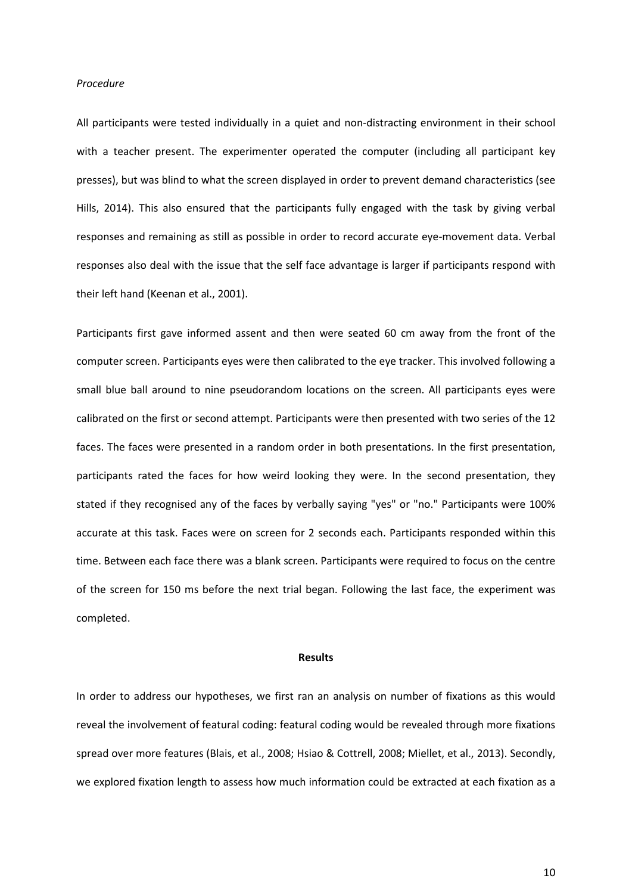*Procedure*

All participants were tested individually in a quiet and non-distracting environment in their school with a teacher present. The experimenter operated the computer (including all participant key presses), but was blind to what the screen displayed in order to prevent demand characteristics (see Hills, 2014). This also ensured that the participants fully engaged with the task by giving verbal responses and remaining as still as possible in order to record accurate eye-movement data. Verbal responses also deal with the issue that the self face advantage is larger if participants respond with their left hand (Keenan et al., 2001).

Participants first gave informed assent and then were seated 60 cm away from the front of the computer screen. Participants eyes were then calibrated to the eye tracker. This involved following a small blue ball around to nine pseudorandom locations on the screen. All participants eyes were calibrated on the first or second attempt. Participants were then presented with two series of the 12 faces. The faces were presented in a random order in both presentations. In the first presentation, participants rated the faces for how weird looking they were. In the second presentation, they stated if they recognised any of the faces by verbally saying "yes" or "no." Participants were 100% accurate at this task. Faces were on screen for 2 seconds each. Participants responded within this time. Between each face there was a blank screen. Participants were required to focus on the centre of the screen for 150 ms before the next trial began. Following the last face, the experiment was completed.

## Results

In order to address our hypotheses, we first ran an analysis on number of fixations as this would reveal the involvement of featural coding: featural coding would be revealed through more fixations spread over more features (Blais, et al., 2008; Hsiao & Cottrell, 2008; Miellet, et al., 2013). Secondly, we explored fixation length to assess how much information could be extracted at each fixation as a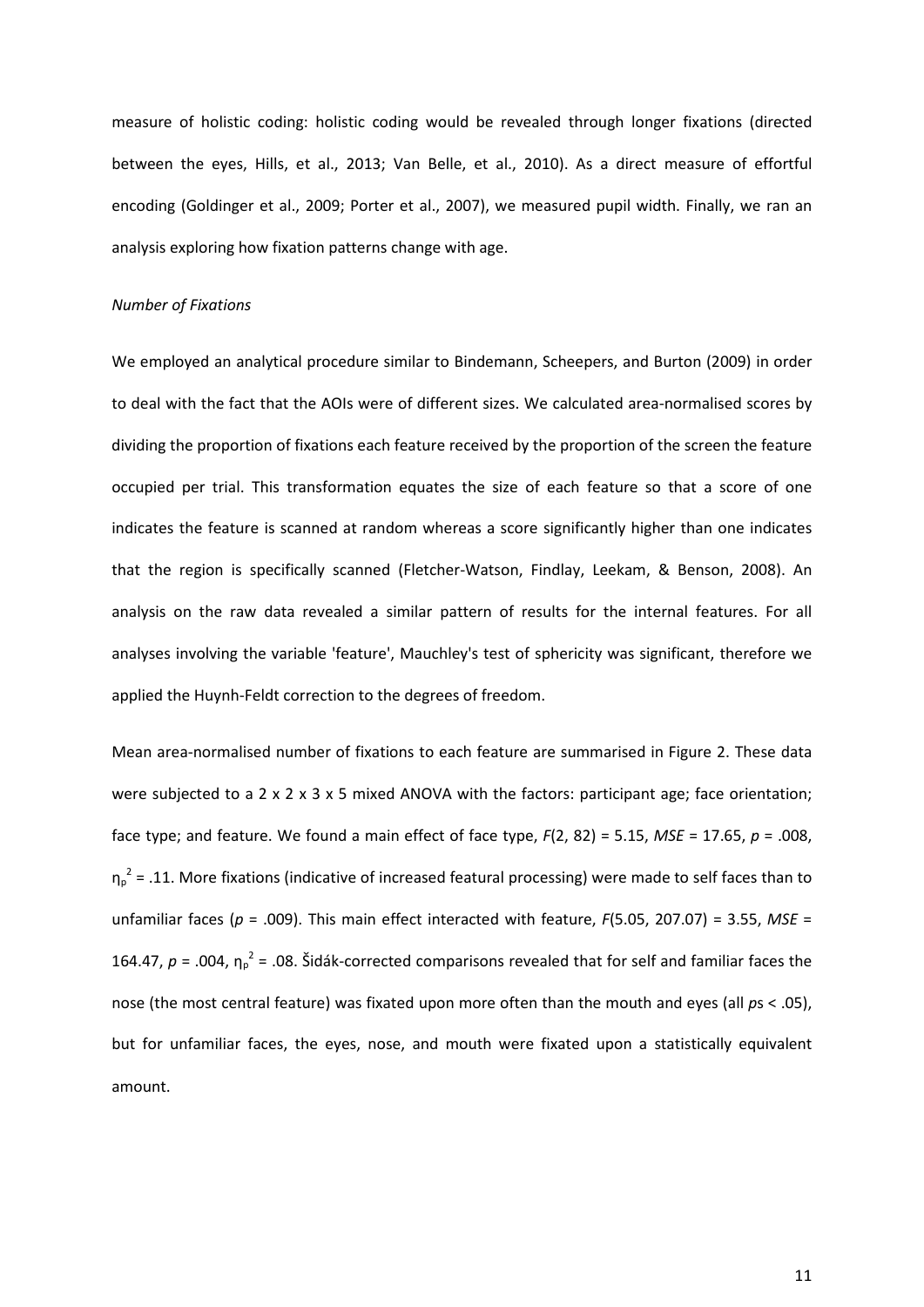measure of holistic coding: holistic coding would be revealed through longer fixations (directed between the eyes, Hills, et al., 2013; Van Belle, et al., 2010). As a direct measure of effortful encoding (Goldinger et al., 2009; Porter et al., 2007), we measured pupil width. Finally, we ran an analysis exploring how fixation patterns change with age.

*Number of Fixations*

We employed an analytical procedure similar to Bindemann, Scheepers, and Burton (2009) in order to deal with the fact that the AOIs were of different sizes. We calculated area-normalised scores by dividing the proportion of fixations each feature received by the proportion of the screen the feature occupied per trial. This transformation equates the size of each feature so that a score of one indicates the feature is scanned at random whereas a score significantly higher than one indicates that the region is specifically scanned (Fletcher-Watson, Findlay, Leekam, & Benson, 2008). An analysis on the raw data revealed a similar pattern of results for the internal features. For all analyses involving the variable 'feature', Mauchley's test of sphericity was significant, therefore we applied the Huynh-Feldt correction to the degrees of freedom.

Mean area-normalised number of fixations to each feature are summarised in Figure 2. These data were subjected to a 2 x 2 x 3 x 5 mixed ANOVA with the factors: participant age; face orientation; face type; and feature. We found a main effect of face type, $F(2, 82) = 5.15$, $MSE = 17.65$, $p = .008$, $\eta_p^2 = .11$. More fixations (indicative of increased featural processing) were made to self faces than to unfamiliar faces ($p = .009$). This main effect interacted with feature, $F(5.05, 207.07) = 3.55$, $MSE = 164.47$, $p = .004$, $\eta_p^2 = .08$. Šidák-corrected comparisons revealed that for self and familiar faces the nose (the most central feature) was fixated upon more often than the mouth and eyes (all $p$s $< .05$), but for unfamiliar faces, the eyes, nose, and mouth were fixated upon a statistically equivalent amount.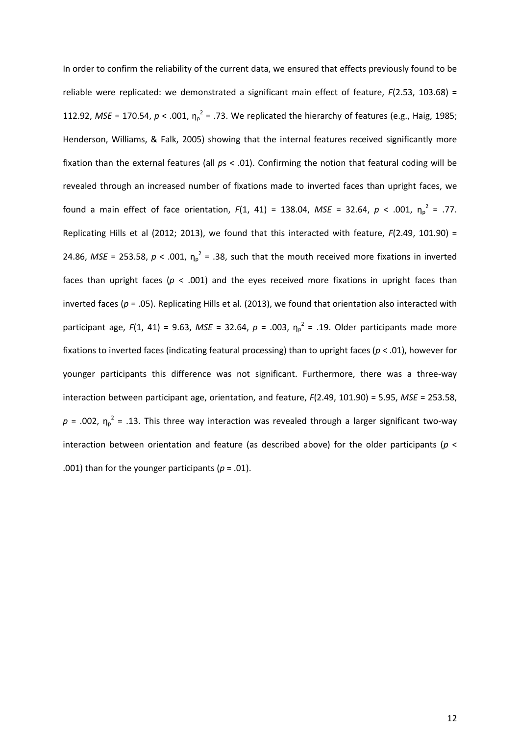In order to confirm the reliability of the current data, we ensured that effects previously found to be reliable were replicated: we demonstrated a significant main effect of feature, $F(2.53, 103.68) = 112.92$, $MSE = 170.54$, $p < .001$, $\eta_p^2 = .73$. We replicated the hierarchy of features (e.g., Haig, 1985; Henderson, Williams, & Falk, 2005) showing that the internal features received significantly more fixation than the external features (all $p$s $< .01$). Confirming the notion that featural coding will be revealed through an increased number of fixations made to inverted faces than upright faces, we found a main effect of face orientation, $F(1, 41) = 138.04$, $MSE = 32.64$, $p < .001$, $\eta_p^2 = .77$. Replicating Hills et al (2012; 2013), we found that this interacted with feature, $F(2.49, 101.90) = 24.86$, $MSE = 253.58$, $p < .001$, $\eta_p^2 = .38$, such that the mouth received more fixations in inverted faces than upright faces ($p < .001$) and the eyes received more fixations in upright faces than inverted faces ($p = .05$). Replicating Hills et al. (2013), we found that orientation also interacted with participant age, $F(1, 41) = 9.63$, $MSE = 32.64$, $p = .003$, $\eta_p^2 = .19$. Older participants made more fixations to inverted faces (indicating featural processing) than to upright faces ($p < .01$), however for younger participants this difference was not significant. Furthermore, there was a three-way interaction between participant age, orientation, and feature, $F(2.49, 101.90) = 5.95$, $MSE = 253.58$, $p = .002$, $\eta_p^2 = .13$. This three way interaction was revealed through a larger significant two-way interaction between orientation and feature (as described above) for the older participants ($p < .001$) than for the younger participants ($p = .01$).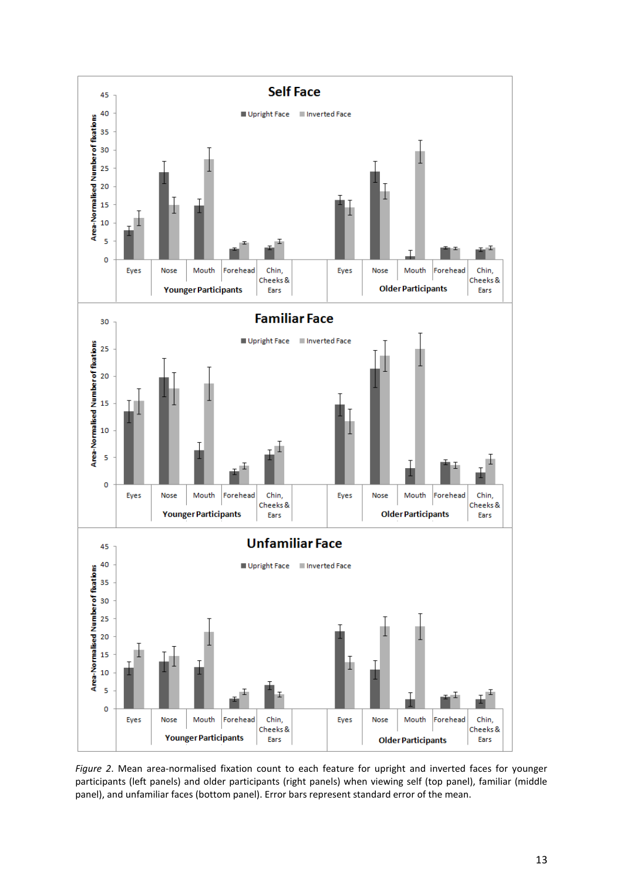*Figure 2*. Mean area-normalised fixation count to each feature for upright and inverted faces for younger participants (left panels) and older participants (right panels) when viewing self (top panel), familiar (middle panel), and unfamiliar faces (bottom panel). Error bars represent standard error of the mean.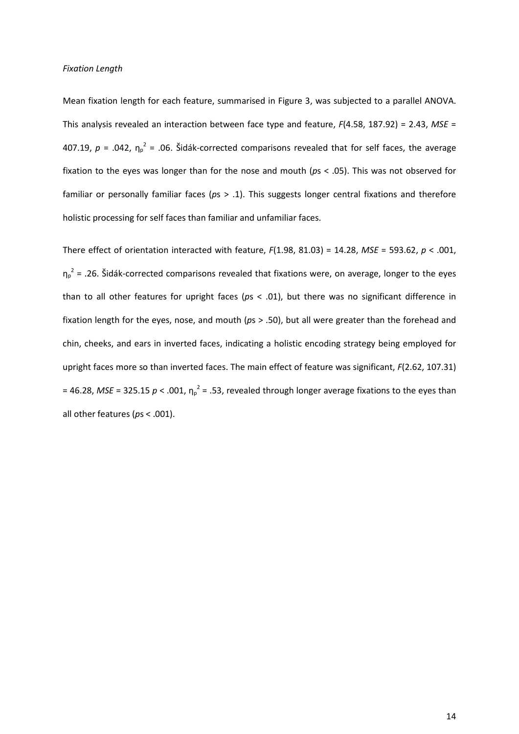*Fixation Length*

Mean fixation length for each feature, summarised in Figure 3, was subjected to a parallel ANOVA. This analysis revealed an interaction between face type and feature, $F(4.58, 187.92) = 2.43$, $MSE = 407.19$, $p = .042$, $\eta_p^2 = .06$. Šidák-corrected comparisons revealed that for self faces, the average fixation to the eyes was longer than for the nose and mouth ($p$s < .05). This was not observed for familiar or personally familiar faces ($p$s > .1). This suggests longer central fixations and therefore holistic processing for self faces than familiar and unfamiliar faces.

There effect of orientation interacted with feature, $F(1.98, 81.03) = 14.28$, $MSE = 593.62$, $p < .001$, $\eta_p^2 = .26$. Šidák-corrected comparisons revealed that fixations were, on average, longer to the eyes than to all other features for upright faces ($p$s < .01), but there was no significant difference in fixation length for the eyes, nose, and mouth ($p$s > .50), but all were greater than the forehead and chin, cheeks, and ears in inverted faces, indicating a holistic encoding strategy being employed for upright faces more so than inverted faces. The main effect of feature was significant, $F(2.62, 107.31) = 46.28$, $MSE = 325.15$ $p < .001$, $\eta_p^2 = .53$, revealed through longer average fixations to the eyes than all other features ($p$s < .001).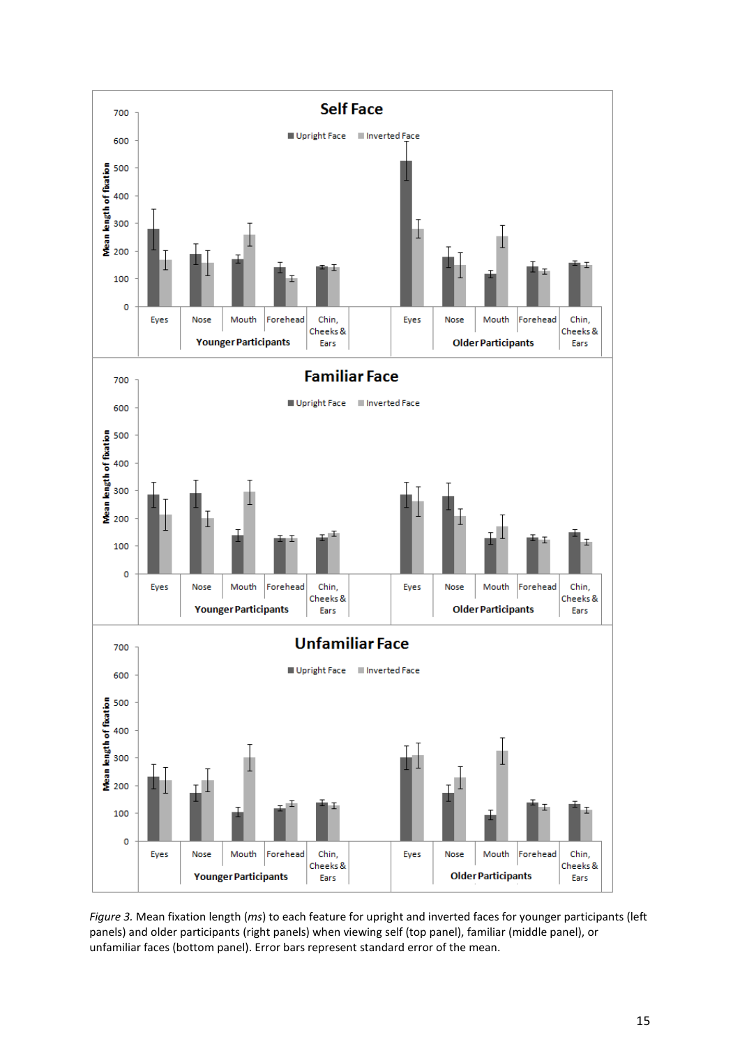*Figure 3.* Mean fixation length (*ms*) to each feature for upright and inverted faces for younger participants (left panels) and older participants (right panels) when viewing self (top panel), familiar (middle panel), or unfamiliar faces (bottom panel). Error bars represent standard error of the mean.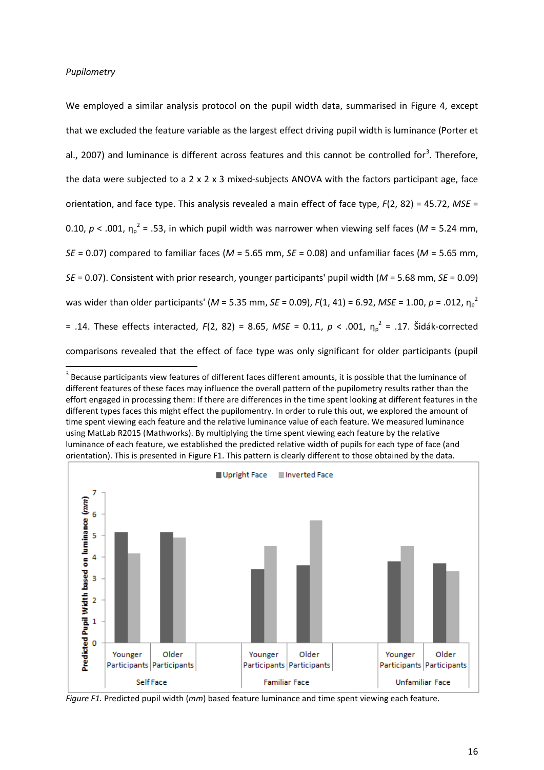*Pupilometry*

We employed a similar analysis protocol on the pupil width data, summarised in Figure 4, except that we excluded the feature variable as the largest effect driving pupil width is luminance (Porter et al., 2007) and luminance is different across features and this cannot be controlled for[3]. Therefore, the data were subjected to a 2 x 2 x 3 mixed-subjects ANOVA with the factors participant age, face orientation, and face type. This analysis revealed a main effect of face type, $F(2, 82) = 45.72$, $MSE = 0.10$, $p < .001$, $\eta_p^2 = .53$, in which pupil width was narrower when viewing self faces ($M = 5.24$ mm, $SE = 0.07$) compared to familiar faces ($M = 5.65$ mm, $SE = 0.08$) and unfamiliar faces ($M = 5.65$ mm, $SE = 0.07$). Consistent with prior research, younger participants' pupil width ($M = 5.68$ mm, $SE = 0.09$) was wider than older participants' ($M = 5.35$ mm, $SE = 0.09$), $F(1, 41) = 6.92$, $MSE = 1.00$, $p = .012$, $\eta_p^2 = .14$. These effects interacted, $F(2, 82) = 8.65$, $MSE = 0.11$, $p < .001$, $\eta_p^2 = .17$. Šidák-corrected comparisons revealed that the effect of face type was only significant for older participants (pupil

[3] Because participants view features of different faces different amounts, it is possible that the luminance of different features of these faces may influence the overall pattern of the pupilometry results rather than the effort engaged in processing them: If there are differences in the time spent looking at different features in the different types faces this might effect the pupilomentry. In order to rule this out, we explored the amount of time spent viewing each feature and the relative luminance value of each feature. We measured luminance using MatLab R2015 (Mathworks). By multiplying the time spent viewing each feature by the relative luminance of each feature, we established the predicted relative width of pupils for each type of face (and orientation). This is presented in Figure F1. This pattern is clearly different to those obtained by the data.

*Figure F1.* Predicted pupil width (*mm*) based feature luminance and time spent viewing each feature.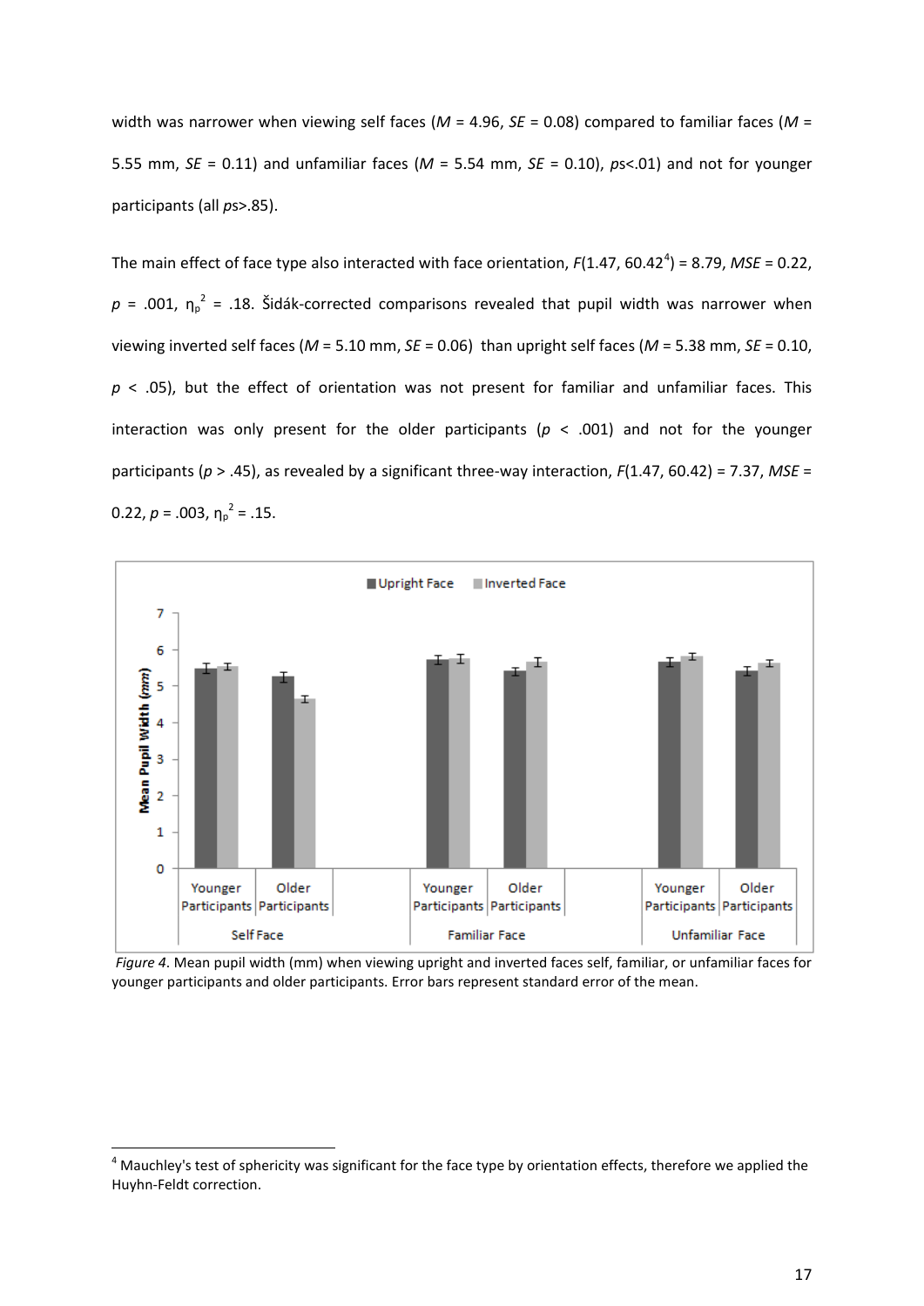width was narrower when viewing self faces (*M* = 4.96, *SE* = 0.08) compared to familiar faces (*M* = 5.55 mm, *SE* = 0.11) and unfamiliar faces (*M* = 5.54 mm, *SE* = 0.10), *ps*<.01) and not for younger participants (all *ps*>.85).

The main effect of face type also interacted with face orientation, $F(1.47, 60.42^{4}) = 8.79$, $MSE = 0.22$, $p = .001$, $\eta_p^2 = .18$. Šidák-corrected comparisons revealed that pupil width was narrower when viewing inverted self faces (*M* = 5.10 mm, *SE* = 0.06) than upright self faces (*M* = 5.38 mm, *SE* = 0.10, $p < .05$), but the effect of orientation was not present for familiar and unfamiliar faces. This interaction was only present for the older participants ($p < .001$) and not for the younger participants ($p > .45$), as revealed by a significant three-way interaction, $F(1.47, 60.42) = 7.37$, $MSE = 0.22$, $p = .003$, $\eta_p^2 = .15$.

*Figure 4*. Mean pupil width (mm) when viewing upright and inverted faces self, familiar, or unfamiliar faces for younger participants and older participants. Error bars represent standard error of the mean.

---

[4] Mauchley's test of sphericity was significant for the face type by orientation effects, therefore we applied the Huyhn-Feldt correction.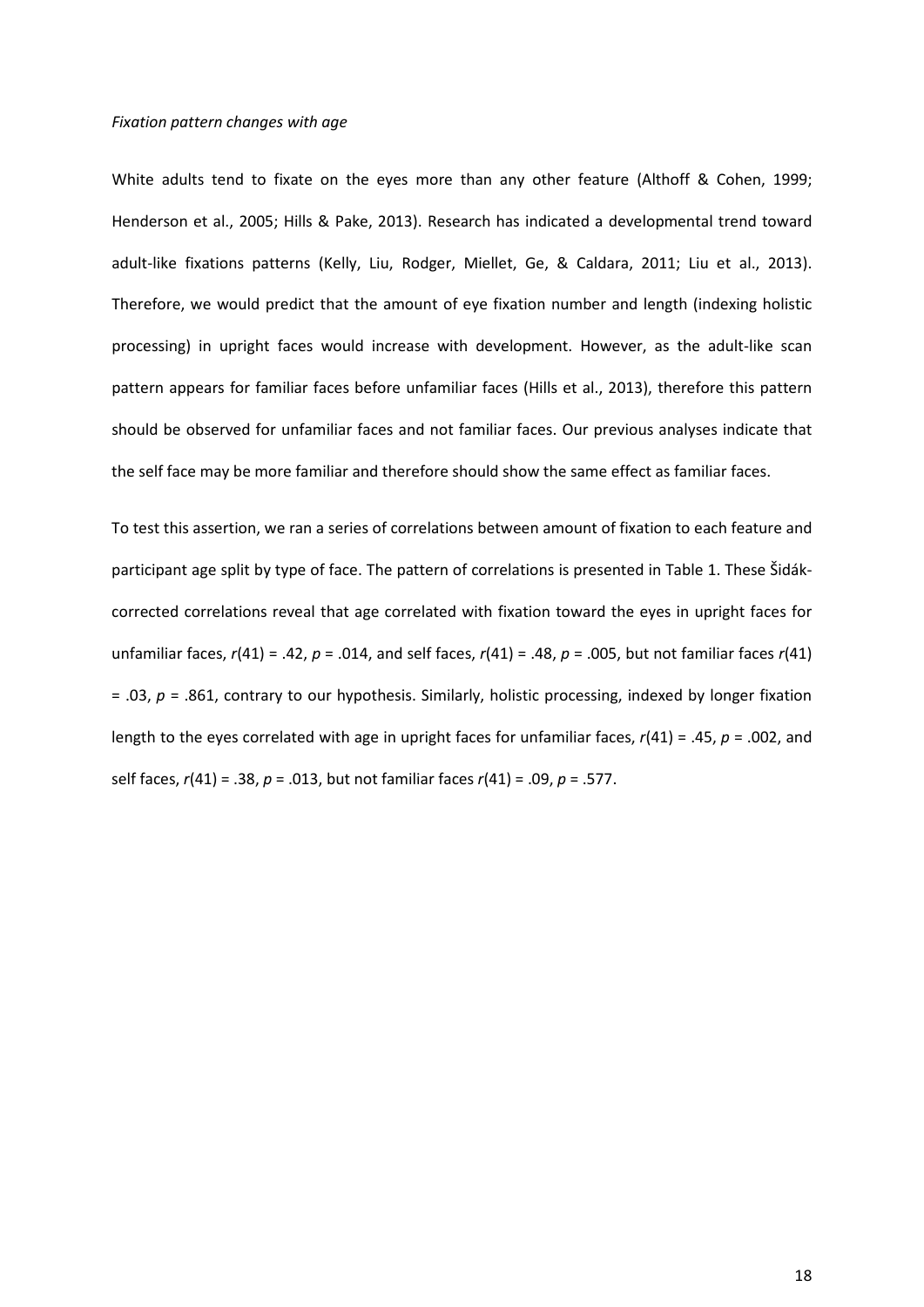*Fixation pattern changes with age*

White adults tend to fixate on the eyes more than any other feature (Althoff & Cohen, 1999; Henderson et al., 2005; Hills & Pake, 2013). Research has indicated a developmental trend toward adult-like fixations patterns (Kelly, Liu, Rodger, Miellet, Ge, & Caldara, 2011; Liu et al., 2013). Therefore, we would predict that the amount of eye fixation number and length (indexing holistic processing) in upright faces would increase with development. However, as the adult-like scan pattern appears for familiar faces before unfamiliar faces (Hills et al., 2013), therefore this pattern should be observed for unfamiliar faces and not familiar faces. Our previous analyses indicate that the self face may be more familiar and therefore should show the same effect as familiar faces.

To test this assertion, we ran a series of correlations between amount of fixation to each feature and participant age split by type of face. The pattern of correlations is presented in Table 1. These Šidák-corrected correlations reveal that age correlated with fixation toward the eyes in upright faces for unfamiliar faces, $r(41) = .42$, $p = .014$, and self faces, $r(41) = .48$, $p = .005$, but not familiar faces $r(41) = .03$, $p = .861$, contrary to our hypothesis. Similarly, holistic processing, indexed by longer fixation length to the eyes correlated with age in upright faces for unfamiliar faces, $r(41) = .45$, $p = .002$, and self faces, $r(41) = .38$, $p = .013$, but not familiar faces $r(41) = .09$, $p = .577$.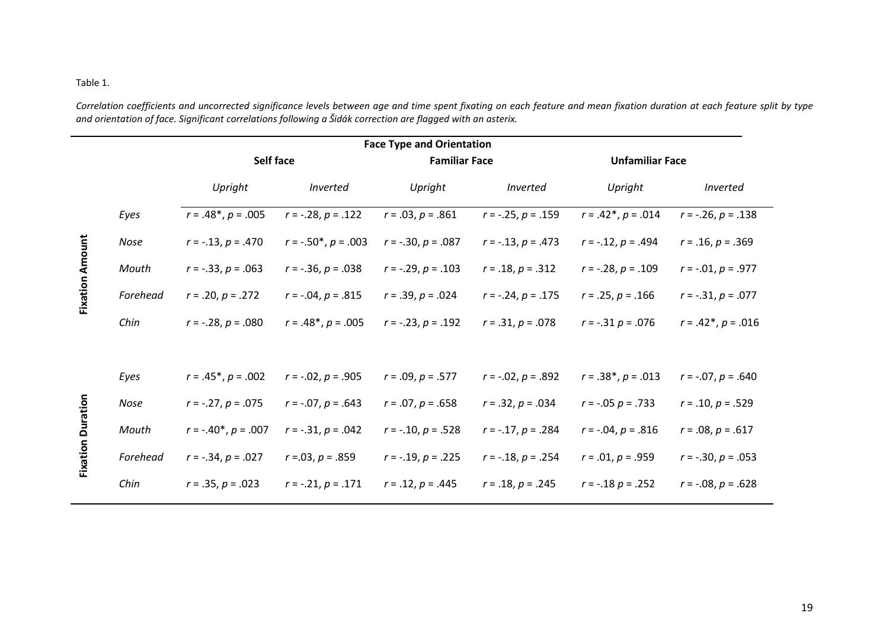Table 1.

*Correlation coefficients and uncorrected significance levels between age and time spent fixating on each feature and mean fixation duration at each feature split by type and orientation of face. Significant correlations following a Šidák correction are flagged with an asterix.*

| | | Face Type and Orientation | | | | | |
|---|---|---|---|---|---|---|---|
| | | **Self face** | | **Familiar Face** | | **Unfamiliar Face** | |
| | | *Upright* | *Inverted* | *Upright* | *Inverted* | *Upright* | *Inverted* |
| **Fixation Amount** | *Eyes* | $r$ = .48*, $p$ = .005 | $r$ = -.28, $p$ = .122 | $r$ = .03, $p$ = .861 | $r$ = -.25, $p$ = .159 | $r$ = .42*, $p$ = .014 | $r$ = -.26, $p$ = .138 |
| | *Nose* | $r$ = -.13, $p$ = .470 | $r$ = -.50*, $p$ = .003 | $r$ = -.30, $p$ = .087 | $r$ = -.13, $p$ = .473 | $r$ = -.12, $p$ = .494 | $r$ = .16, $p$ = .369 |
| | *Mouth* | $r$ = -.33, $p$ = .063 | $r$ = -.36, $p$ = .038 | $r$ = -.29, $p$ = .103 | $r$ = .18, $p$ = .312 | $r$ = -.28, $p$ = .109 | $r$ = -.01, $p$ = .977 |
| | *Forehead* | $r$ = .20, $p$ = .272 | $r$ = -.04, $p$ = .815 | $r$ = .39, $p$ = .024 | $r$ = -.24, $p$ = .175 | $r$ = .25, $p$ = .166 | $r$ = -.31, $p$ = .077 |
| | *Chin* | $r$ = -.28, $p$ = .080 | $r$ = .48*, $p$ = .005 | $r$ = -.23, $p$ = .192 | $r$ = .31, $p$ = .078 | $r$ = -.31 $p$ = .076 | $r$ = .42*, $p$ = .016 |
| **Fixation Duration** | *Eyes* | $r$ = .45*, $p$ = .002 | $r$ = -.02, $p$ = .905 | $r$ = .09, $p$ = .577 | $r$ = -.02, $p$ = .892 | $r$ = .38*, $p$ = .013 | $r$ = -.07, $p$ = .640 |
| | *Nose* | $r$ = -.27, $p$ = .075 | $r$ = -.07, $p$ = .643 | $r$ = .07, $p$ = .658 | $r$ = .32, $p$ = .034 | $r$ = -.05 $p$ = .733 | $r$ = .10, $p$ = .529 |
| | *Mouth* | $r$ = -.40*, $p$ = .007 | $r$ = -.31, $p$ = .042 | $r$ = -.10, $p$ = .528 | $r$ = -.17, $p$ = .284 | $r$ = -.04, $p$ = .816 | $r$ = .08, $p$ = .617 |
| | *Forehead* | $r$ = -.34, $p$ = .027 | $r$ =.03, $p$ = .859 | $r$ = -.19, $p$ = .225 | $r$ = -.18, $p$ = .254 | $r$ = .01, $p$ = .959 | $r$ = -.30, $p$ = .053 |
| | *Chin* | $r$ = .35, $p$ = .023 | $r$ = -.21, $p$ = .171 | $r$ = .12, $p$ = .445 | $r$ = .18, $p$ = .245 | $r$ = -.18 $p$ = .252 | $r$ = -.08, $p$ = .628 |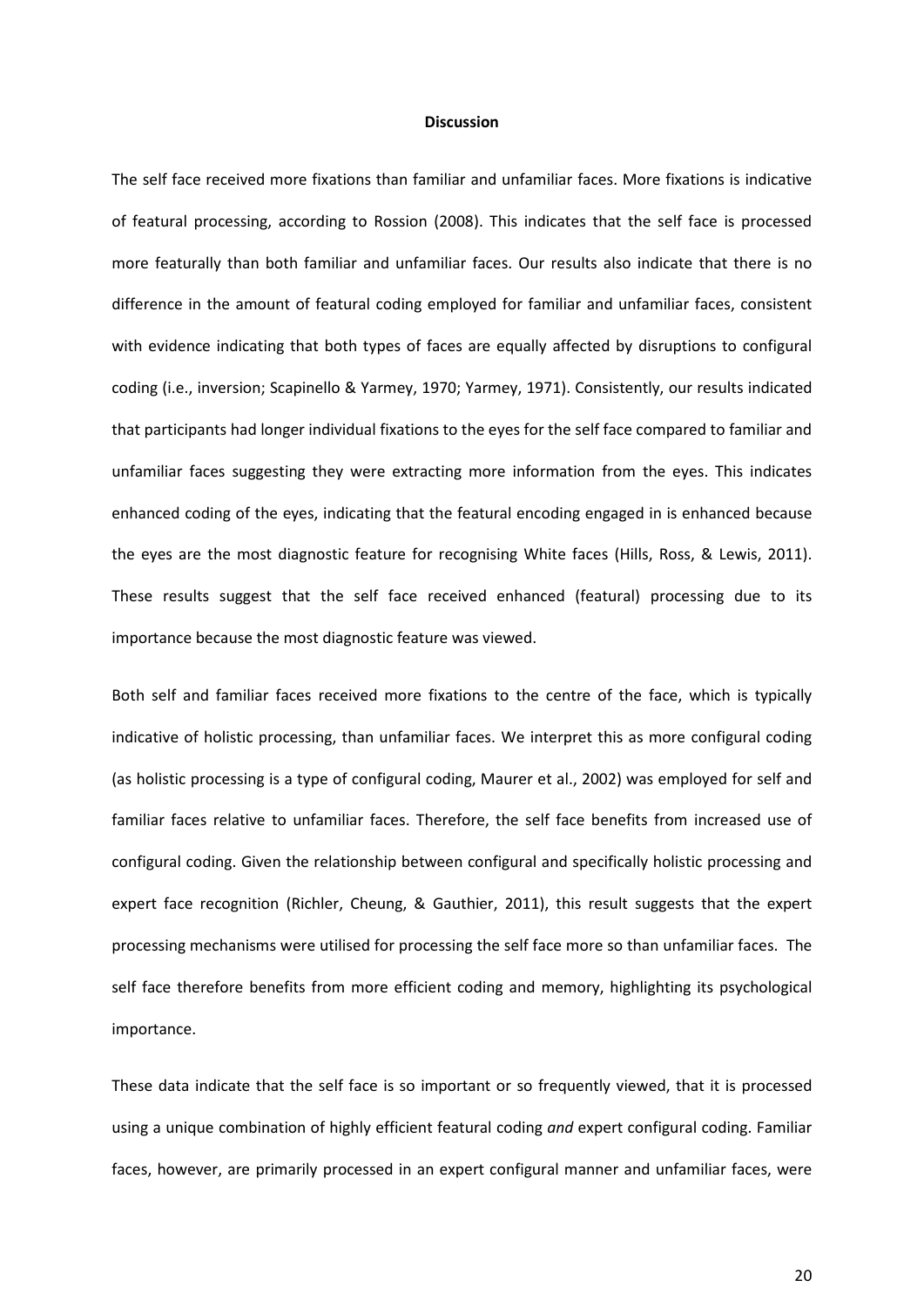## Discussion

The self face received more fixations than familiar and unfamiliar faces. More fixations is indicative of featural processing, according to Rossion (2008). This indicates that the self face is processed more featurally than both familiar and unfamiliar faces. Our results also indicate that there is no difference in the amount of featural coding employed for familiar and unfamiliar faces, consistent with evidence indicating that both types of faces are equally affected by disruptions to configural coding (i.e., inversion; Scapinello & Yarmey, 1970; Yarmey, 1971). Consistently, our results indicated that participants had longer individual fixations to the eyes for the self face compared to familiar and unfamiliar faces suggesting they were extracting more information from the eyes. This indicates enhanced coding of the eyes, indicating that the featural encoding engaged in is enhanced because the eyes are the most diagnostic feature for recognising White faces (Hills, Ross, & Lewis, 2011). These results suggest that the self face received enhanced (featural) processing due to its importance because the most diagnostic feature was viewed.

Both self and familiar faces received more fixations to the centre of the face, which is typically indicative of holistic processing, than unfamiliar faces. We interpret this as more configural coding (as holistic processing is a type of configural coding, Maurer et al., 2002) was employed for self and familiar faces relative to unfamiliar faces. Therefore, the self face benefits from increased use of configural coding. Given the relationship between configural and specifically holistic processing and expert face recognition (Richler, Cheung, & Gauthier, 2011), this result suggests that the expert processing mechanisms were utilised for processing the self face more so than unfamiliar faces. The self face therefore benefits from more efficient coding and memory, highlighting its psychological importance.

These data indicate that the self face is so important or so frequently viewed, that it is processed using a unique combination of highly efficient featural coding *and* expert configural coding. Familiar faces, however, are primarily processed in an expert configural manner and unfamiliar faces, were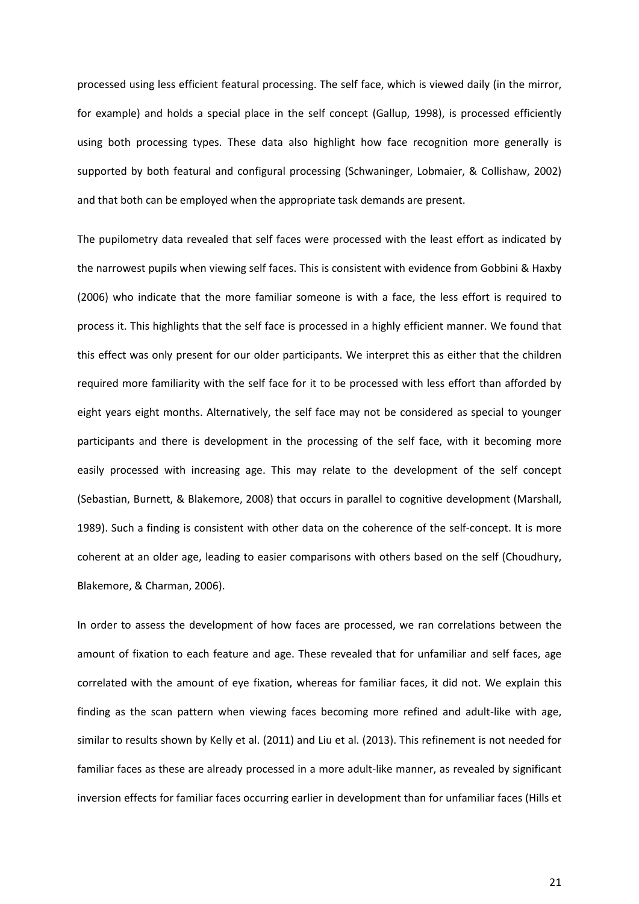processed using less efficient featural processing. The self face, which is viewed daily (in the mirror, for example) and holds a special place in the self concept (Gallup, 1998), is processed efficiently using both processing types. These data also highlight how face recognition more generally is supported by both featural and configural processing (Schwaninger, Lobmaier, & Collishaw, 2002) and that both can be employed when the appropriate task demands are present.

The pupilometry data revealed that self faces were processed with the least effort as indicated by the narrowest pupils when viewing self faces. This is consistent with evidence from Gobbini & Haxby (2006) who indicate that the more familiar someone is with a face, the less effort is required to process it. This highlights that the self face is processed in a highly efficient manner. We found that this effect was only present for our older participants. We interpret this as either that the children required more familiarity with the self face for it to be processed with less effort than afforded by eight years eight months. Alternatively, the self face may not be considered as special to younger participants and there is development in the processing of the self face, with it becoming more easily processed with increasing age. This may relate to the development of the self concept (Sebastian, Burnett, & Blakemore, 2008) that occurs in parallel to cognitive development (Marshall, 1989). Such a finding is consistent with other data on the coherence of the self-concept. It is more coherent at an older age, leading to easier comparisons with others based on the self (Choudhury, Blakemore, & Charman, 2006).

In order to assess the development of how faces are processed, we ran correlations between the amount of fixation to each feature and age. These revealed that for unfamiliar and self faces, age correlated with the amount of eye fixation, whereas for familiar faces, it did not. We explain this finding as the scan pattern when viewing faces becoming more refined and adult-like with age, similar to results shown by Kelly et al. (2011) and Liu et al. (2013). This refinement is not needed for familiar faces as these are already processed in a more adult-like manner, as revealed by significant inversion effects for familiar faces occurring earlier in development than for unfamiliar faces (Hills et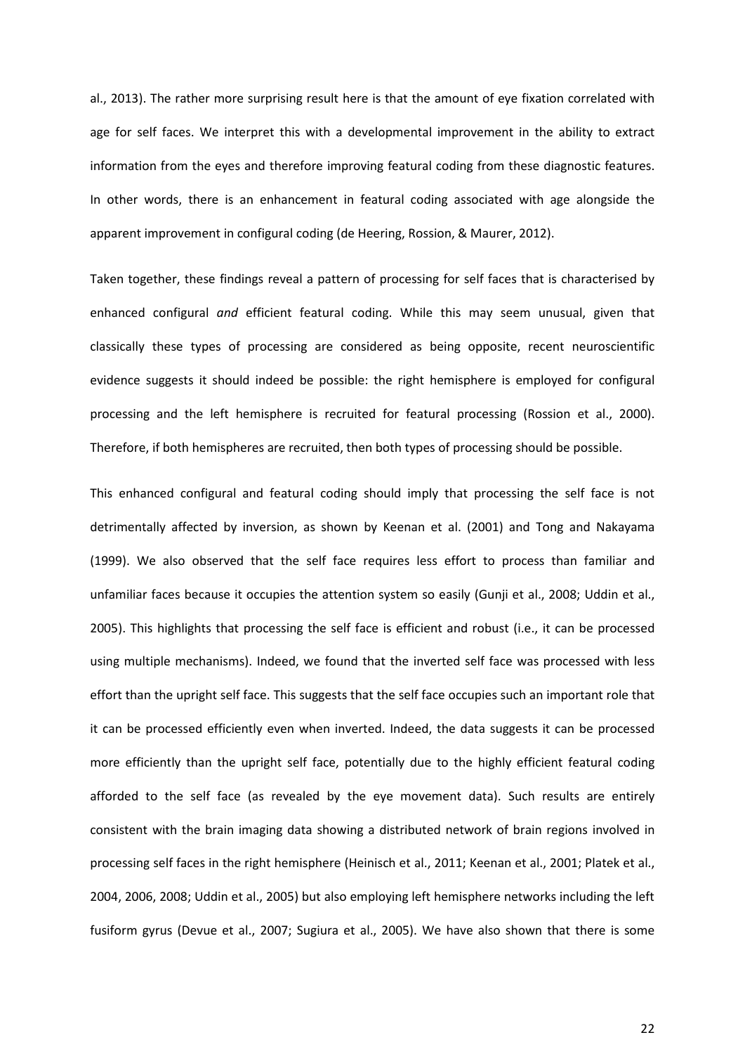al., 2013). The rather more surprising result here is that the amount of eye fixation correlated with age for self faces. We interpret this with a developmental improvement in the ability to extract information from the eyes and therefore improving featural coding from these diagnostic features. In other words, there is an enhancement in featural coding associated with age alongside the apparent improvement in configural coding (de Heering, Rossion, & Maurer, 2012).

Taken together, these findings reveal a pattern of processing for self faces that is characterised by enhanced configural *and* efficient featural coding. While this may seem unusual, given that classically these types of processing are considered as being opposite, recent neuroscientific evidence suggests it should indeed be possible: the right hemisphere is employed for configural processing and the left hemisphere is recruited for featural processing (Rossion et al., 2000). Therefore, if both hemispheres are recruited, then both types of processing should be possible.

This enhanced configural and featural coding should imply that processing the self face is not detrimentally affected by inversion, as shown by Keenan et al. (2001) and Tong and Nakayama (1999). We also observed that the self face requires less effort to process than familiar and unfamiliar faces because it occupies the attention system so easily (Gunji et al., 2008; Uddin et al., 2005). This highlights that processing the self face is efficient and robust (i.e., it can be processed using multiple mechanisms). Indeed, we found that the inverted self face was processed with less effort than the upright self face. This suggests that the self face occupies such an important role that it can be processed efficiently even when inverted. Indeed, the data suggests it can be processed more efficiently than the upright self face, potentially due to the highly efficient featural coding afforded to the self face (as revealed by the eye movement data). Such results are entirely consistent with the brain imaging data showing a distributed network of brain regions involved in processing self faces in the right hemisphere (Heinisch et al., 2011; Keenan et al., 2001; Platek et al., 2004, 2006, 2008; Uddin et al., 2005) but also employing left hemisphere networks including the left fusiform gyrus (Devue et al., 2007; Sugiura et al., 2005). We have also shown that there is some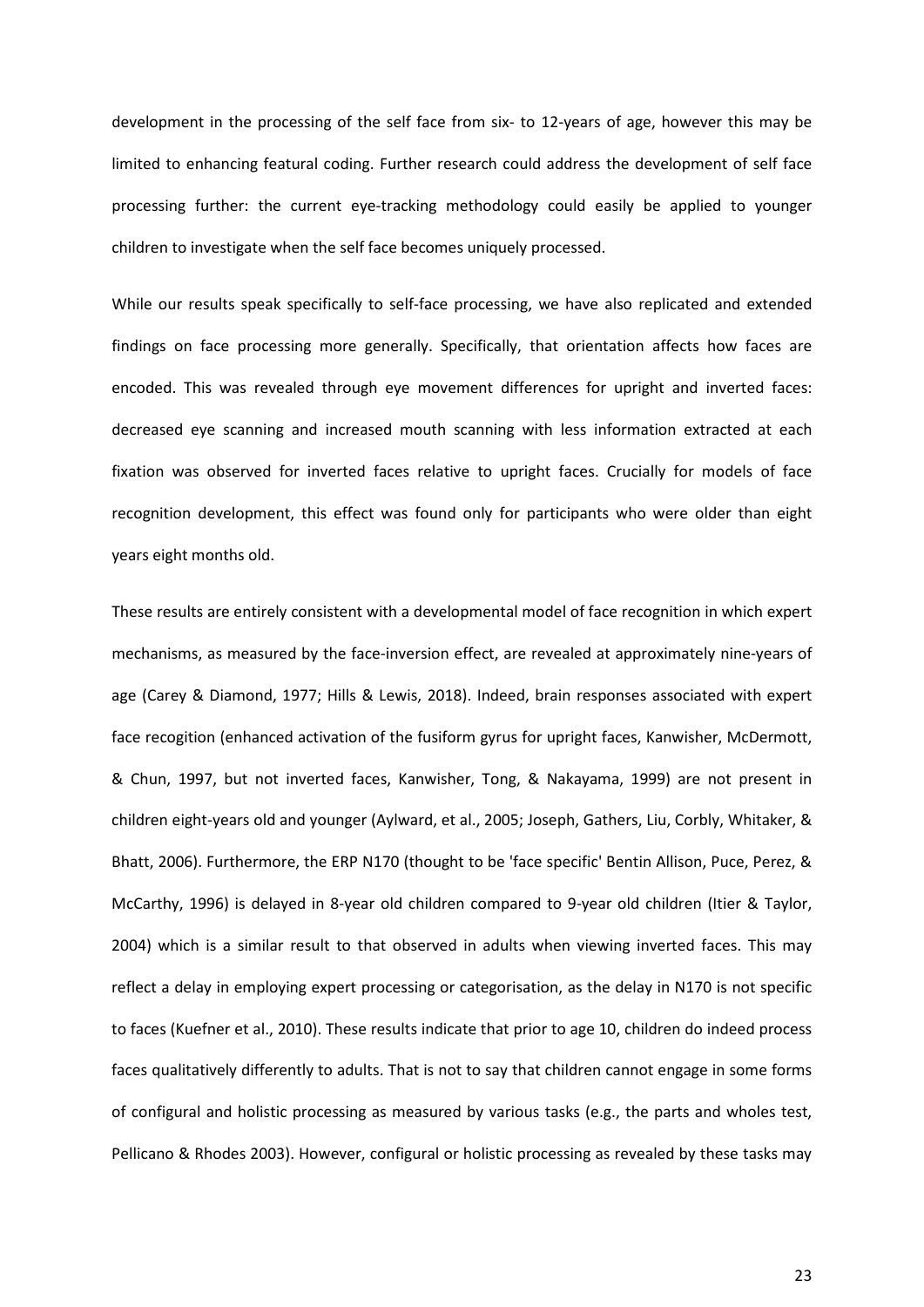development in the processing of the self face from six- to 12-years of age, however this may be limited to enhancing featural coding. Further research could address the development of self face processing further: the current eye-tracking methodology could easily be applied to younger children to investigate when the self face becomes uniquely processed.

While our results speak specifically to self-face processing, we have also replicated and extended findings on face processing more generally. Specifically, that orientation affects how faces are encoded. This was revealed through eye movement differences for upright and inverted faces: decreased eye scanning and increased mouth scanning with less information extracted at each fixation was observed for inverted faces relative to upright faces. Crucially for models of face recognition development, this effect was found only for participants who were older than eight years eight months old.

These results are entirely consistent with a developmental model of face recognition in which expert mechanisms, as measured by the face-inversion effect, are revealed at approximately nine-years of age (Carey & Diamond, 1977; Hills & Lewis, 2018). Indeed, brain responses associated with expert face recogition (enhanced activation of the fusiform gyrus for upright faces, Kanwisher, McDermott, & Chun, 1997, but not inverted faces, Kanwisher, Tong, & Nakayama, 1999) are not present in children eight-years old and younger (Aylward, et al., 2005; Joseph, Gathers, Liu, Corbly, Whitaker, & Bhatt, 2006). Furthermore, the ERP N170 (thought to be 'face specific' Bentin Allison, Puce, Perez, & McCarthy, 1996) is delayed in 8-year old children compared to 9-year old children (Itier & Taylor, 2004) which is a similar result to that observed in adults when viewing inverted faces. This may reflect a delay in employing expert processing or categorisation, as the delay in N170 is not specific to faces (Kuefner et al., 2010). These results indicate that prior to age 10, children do indeed process faces qualitatively differently to adults. That is not to say that children cannot engage in some forms of configural and holistic processing as measured by various tasks (e.g., the parts and wholes test, Pellicano & Rhodes 2003). However, configural or holistic processing as revealed by these tasks may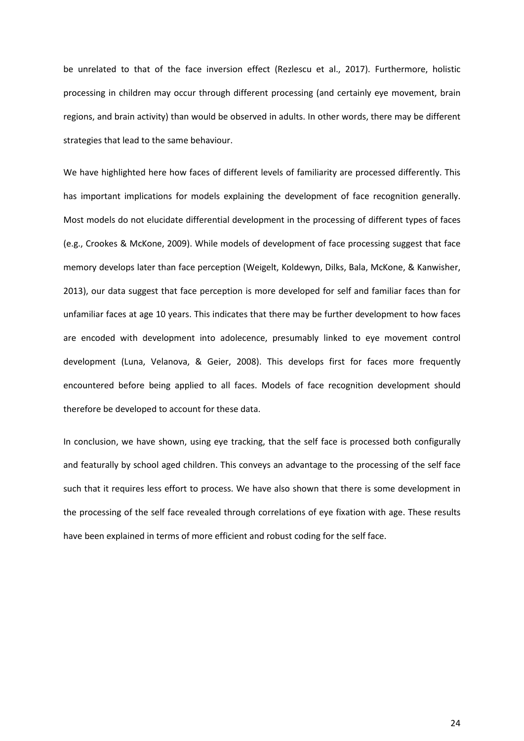be unrelated to that of the face inversion effect (Rezlescu et al., 2017). Furthermore, holistic processing in children may occur through different processing (and certainly eye movement, brain regions, and brain activity) than would be observed in adults. In other words, there may be different strategies that lead to the same behaviour.

We have highlighted here how faces of different levels of familiarity are processed differently. This has important implications for models explaining the development of face recognition generally. Most models do not elucidate differential development in the processing of different types of faces (e.g., Crookes & McKone, 2009). While models of development of face processing suggest that face memory develops later than face perception (Weigelt, Koldewyn, Dilks, Bala, McKone, & Kanwisher, 2013), our data suggest that face perception is more developed for self and familiar faces than for unfamiliar faces at age 10 years. This indicates that there may be further development to how faces are encoded with development into adolecence, presumably linked to eye movement control development (Luna, Velanova, & Geier, 2008). This develops first for faces more frequently encountered before being applied to all faces. Models of face recognition development should therefore be developed to account for these data.

In conclusion, we have shown, using eye tracking, that the self face is processed both configurally and featurally by school aged children. This conveys an advantage to the processing of the self face such that it requires less effort to process. We have also shown that there is some development in the processing of the self face revealed through correlations of eye fixation with age. These results have been explained in terms of more efficient and robust coding for the self face.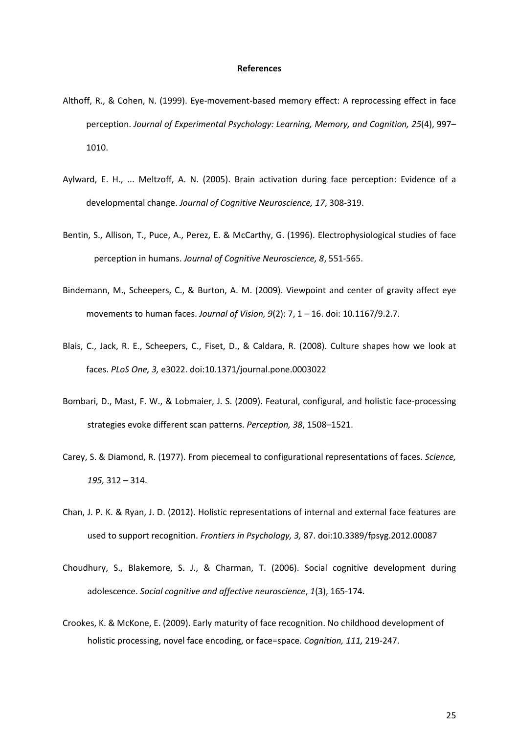**References**

Althoff, R., & Cohen, N. (1999). Eye-movement-based memory effect: A reprocessing effect in face perception. *Journal of Experimental Psychology: Learning, Memory, and Cognition, 25*(4), 997–1010.

Aylward, E. H., ... Meltzoff, A. N. (2005). Brain activation during face perception: Evidence of a developmental change. *Journal of Cognitive Neuroscience, 17*, 308-319.

Bentin, S., Allison, T., Puce, A., Perez, E. & McCarthy, G. (1996). Electrophysiological studies of face perception in humans. *Journal of Cognitive Neuroscience, 8*, 551-565.

Bindemann, M., Scheepers, C., & Burton, A. M. (2009). Viewpoint and center of gravity affect eye movements to human faces. *Journal of Vision, 9*(2): 7, 1 – 16. doi: 10.1167/9.2.7.

Blais, C., Jack, R. E., Scheepers, C., Fiset, D., & Caldara, R. (2008). Culture shapes how we look at faces. *PLoS One, 3,* e3022. doi:10.1371/journal.pone.0003022

Bombari, D., Mast, F. W., & Lobmaier, J. S. (2009). Featural, configural, and holistic face-processing strategies evoke different scan patterns. *Perception, 38*, 1508–1521.

Carey, S. & Diamond, R. (1977). From piecemeal to configurational representations of faces. *Science, 195,* 312 – 314.

Chan, J. P. K. & Ryan, J. D. (2012). Holistic representations of internal and external face features are used to support recognition. *Frontiers in Psychology, 3,* 87. doi:10.3389/fpsyg.2012.00087

Choudhury, S., Blakemore, S. J., & Charman, T. (2006). Social cognitive development during adolescence. *Social cognitive and affective neuroscience*, *1*(3), 165-174.

Crookes, K. & McKone, E. (2009). Early maturity of face recognition. No childhood development of holistic processing, novel face encoding, or face=space. *Cognition, 111,* 219-247.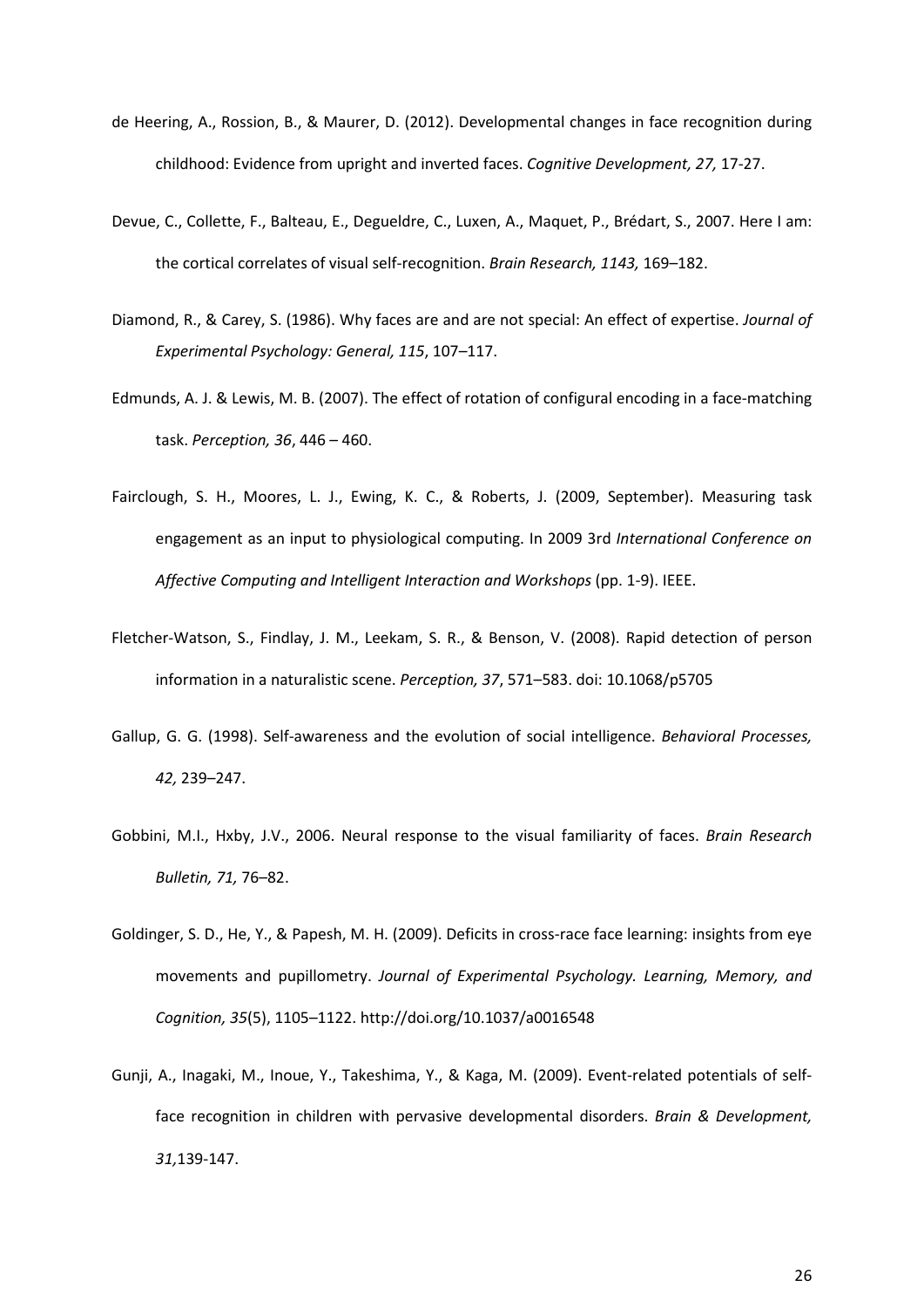de Heering, A., Rossion, B., & Maurer, D. (2012). Developmental changes in face recognition during childhood: Evidence from upright and inverted faces. *Cognitive Development, 27,* 17-27.

Devue, C., Collette, F., Balteau, E., Degueldre, C., Luxen, A., Maquet, P., Brédart, S., 2007. Here I am: the cortical correlates of visual self-recognition. *Brain Research, 1143,* 169–182.

Diamond, R., & Carey, S. (1986). Why faces are and are not special: An effect of expertise. *Journal of Experimental Psychology: General, 115*, 107–117.

Edmunds, A. J. & Lewis, M. B. (2007). The effect of rotation of configural encoding in a face-matching task. *Perception, 36*, 446 – 460.

Fairclough, S. H., Moores, L. J., Ewing, K. C., & Roberts, J. (2009, September). Measuring task engagement as an input to physiological computing. In 2009 3rd *International Conference on Affective Computing and Intelligent Interaction and Workshops* (pp. 1-9). IEEE.

Fletcher-Watson, S., Findlay, J. M., Leekam, S. R., & Benson, V. (2008). Rapid detection of person information in a naturalistic scene. *Perception, 37*, 571–583. doi: 10.1068/p5705

Gallup, G. G. (1998). Self-awareness and the evolution of social intelligence. *Behavioral Processes, 42,* 239–247.

Gobbini, M.I., Hxby, J.V., 2006. Neural response to the visual familiarity of faces. *Brain Research Bulletin, 71,* 76–82.

Goldinger, S. D., He, Y., & Papesh, M. H. (2009). Deficits in cross-race face learning: insights from eye movements and pupillometry. *Journal of Experimental Psychology. Learning, Memory, and Cognition, 35*(5), 1105–1122. http://doi.org/10.1037/a0016548

Gunji, A., Inagaki, M., Inoue, Y., Takeshima, Y., & Kaga, M. (2009). Event-related potentials of self-face recognition in children with pervasive developmental disorders. *Brain & Development, 31,*139-147.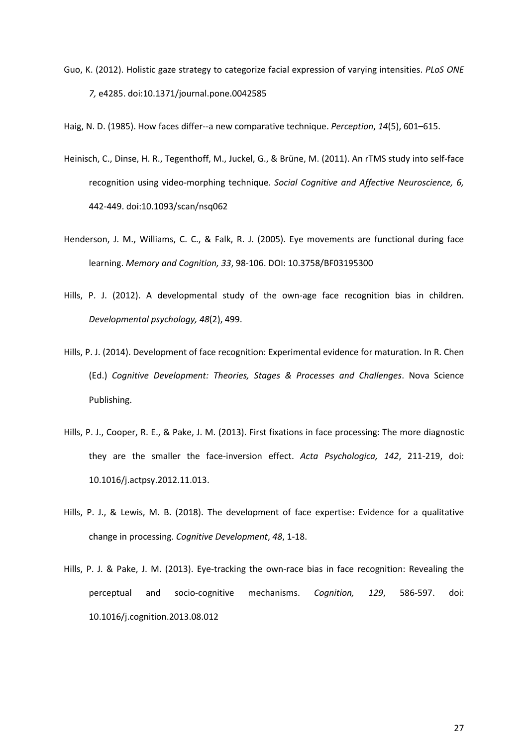Guo, K. (2012). Holistic gaze strategy to categorize facial expression of varying intensities. *PLoS ONE 7,* e4285. doi:10.1371/journal.pone.0042585

Haig, N. D. (1985). How faces differ--a new comparative technique. *Perception*, *14*(5), 601–615.

Heinisch, C., Dinse, H. R., Tegenthoff, M., Juckel, G., & Brüne, M. (2011). An rTMS study into self-face recognition using video-morphing technique. *Social Cognitive and Affective Neuroscience, 6,* 442-449. doi:10.1093/scan/nsq062

Henderson, J. M., Williams, C. C., & Falk, R. J. (2005). Eye movements are functional during face learning. *Memory and Cognition, 33*, 98-106. DOI: 10.3758/BF03195300

Hills, P. J. (2012). A developmental study of the own-age face recognition bias in children. *Developmental psychology, 48*(2), 499.

Hills, P. J. (2014). Development of face recognition: Experimental evidence for maturation. In R. Chen (Ed.) *Cognitive Development: Theories, Stages & Processes and Challenges*. Nova Science Publishing.

Hills, P. J., Cooper, R. E., & Pake, J. M. (2013). First fixations in face processing: The more diagnostic they are the smaller the face-inversion effect. *Acta Psychologica, 142*, 211-219, doi: 10.1016/j.actpsy.2012.11.013.

Hills, P. J., & Lewis, M. B. (2018). The development of face expertise: Evidence for a qualitative change in processing. *Cognitive Development*, *48*, 1-18.

Hills, P. J. & Pake, J. M. (2013). Eye-tracking the own-race bias in face recognition: Revealing the perceptual and socio-cognitive mechanisms. *Cognition, 129*, 586-597. doi: 10.1016/j.cognition.2013.08.012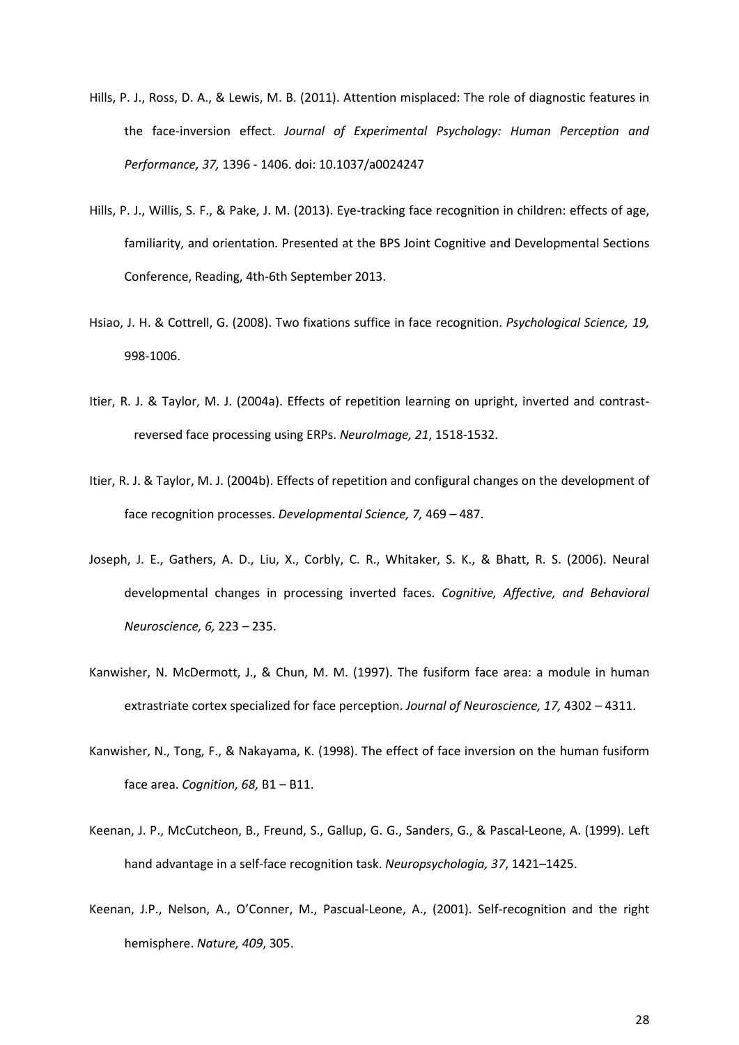Hills, P. J., Ross, D. A., & Lewis, M. B. (2011). Attention misplaced: The role of diagnostic features in the face-inversion effect. *Journal of Experimental Psychology: Human Perception and Performance, 37,* 1396 - 1406. doi: 10.1037/a0024247

Hills, P. J., Willis, S. F., & Pake, J. M. (2013). Eye-tracking face recognition in children: effects of age, familiarity, and orientation. Presented at the BPS Joint Cognitive and Developmental Sections Conference, Reading, 4th-6th September 2013.

Hsiao, J. H. & Cottrell, G. (2008). Two fixations suffice in face recognition. *Psychological Science, 19,* 998-1006.

Itier, R. J. & Taylor, M. J. (2004a). Effects of repetition learning on upright, inverted and contrast-reversed face processing using ERPs. *NeuroImage, 21*, 1518-1532.

Itier, R. J. & Taylor, M. J. (2004b). Effects of repetition and configural changes on the development of face recognition processes. *Developmental Science, 7,* 469 – 487.

Joseph, J. E., Gathers, A. D., Liu, X., Corbly, C. R., Whitaker, S. K., & Bhatt, R. S. (2006). Neural developmental changes in processing inverted faces. *Cognitive, Affective, and Behavioral Neuroscience, 6,* 223 – 235.

Kanwisher, N. McDermott, J., & Chun, M. M. (1997). The fusiform face area: a module in human extrastriate cortex specialized for face perception. *Journal of Neuroscience, 17,* 4302 – 4311.

Kanwisher, N., Tong, F., & Nakayama, K. (1998). The effect of face inversion on the human fusiform face area. *Cognition, 68,* B1 – B11.

Keenan, J. P., McCutcheon, B., Freund, S., Gallup, G. G., Sanders, G., & Pascal-Leone, A. (1999). Left hand advantage in a self-face recognition task. *Neuropsychologia, 37*, 1421–1425.

Keenan, J.P., Nelson, A., O'Conner, M., Pascual-Leone, A., (2001). Self-recognition and the right hemisphere. *Nature, 409*, 305.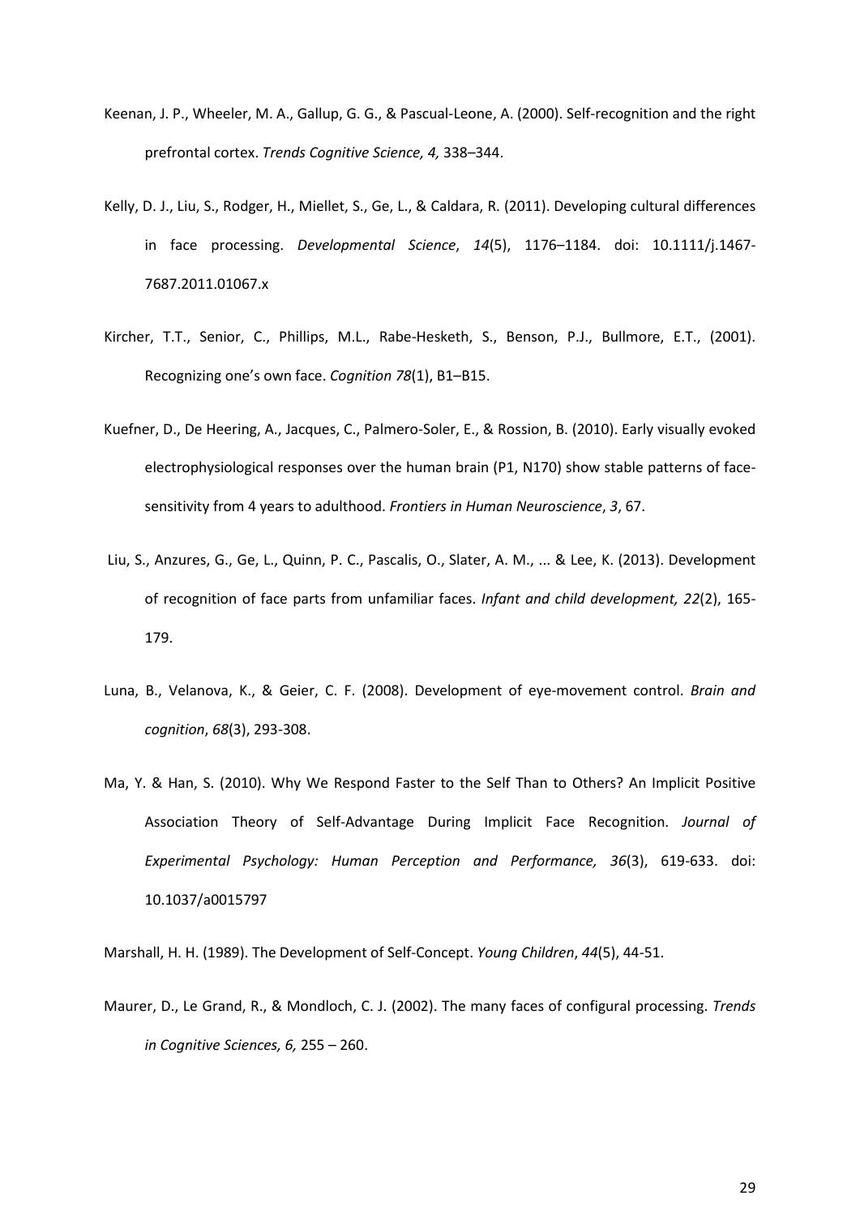Keenan, J. P., Wheeler, M. A., Gallup, G. G., & Pascual-Leone, A. (2000). Self-recognition and the right prefrontal cortex. *Trends Cognitive Science, 4,* 338–344.

Kelly, D. J., Liu, S., Rodger, H., Miellet, S., Ge, L., & Caldara, R. (2011). Developing cultural differences in face processing. *Developmental Science*, *14*(5), 1176–1184. doi: 10.1111/j.1467-7687.2011.01067.x

Kircher, T.T., Senior, C., Phillips, M.L., Rabe-Hesketh, S., Benson, P.J., Bullmore, E.T., (2001). Recognizing one's own face. *Cognition 78*(1), B1–B15.

Kuefner, D., De Heering, A., Jacques, C., Palmero-Soler, E., & Rossion, B. (2010). Early visually evoked electrophysiological responses over the human brain (P1, N170) show stable patterns of face-sensitivity from 4 years to adulthood. *Frontiers in Human Neuroscience*, *3*, 67.

Liu, S., Anzures, G., Ge, L., Quinn, P. C., Pascalis, O., Slater, A. M., ... & Lee, K. (2013). Development of recognition of face parts from unfamiliar faces. *Infant and child development, 22*(2), 165-179.

Luna, B., Velanova, K., & Geier, C. F. (2008). Development of eye-movement control. *Brain and cognition*, *68*(3), 293-308.

Ma, Y. & Han, S. (2010). Why We Respond Faster to the Self Than to Others? An Implicit Positive Association Theory of Self-Advantage During Implicit Face Recognition. *Journal of Experimental Psychology: Human Perception and Performance, 36*(3), 619-633. doi: 10.1037/a0015797

Marshall, H. H. (1989). The Development of Self-Concept. *Young Children*, *44*(5), 44-51.

Maurer, D., Le Grand, R., & Mondloch, C. J. (2002). The many faces of configural processing. *Trends in Cognitive Sciences, 6,* 255 – 260.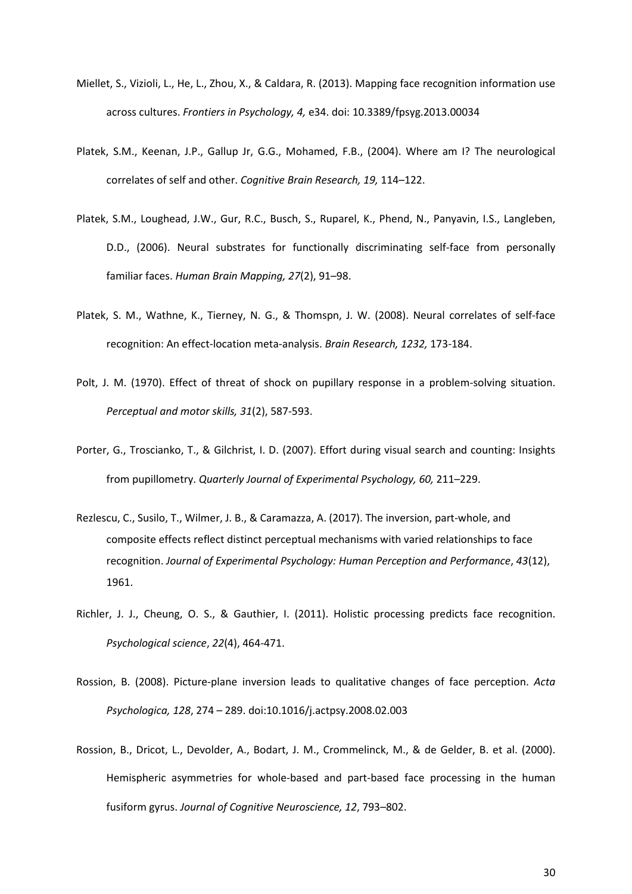Miellet, S., Vizioli, L., He, L., Zhou, X., & Caldara, R. (2013). Mapping face recognition information use across cultures. *Frontiers in Psychology, 4,* e34. doi: 10.3389/fpsyg.2013.00034

Platek, S.M., Keenan, J.P., Gallup Jr, G.G., Mohamed, F.B., (2004). Where am I? The neurological correlates of self and other. *Cognitive Brain Research, 19,* 114–122.

Platek, S.M., Loughead, J.W., Gur, R.C., Busch, S., Ruparel, K., Phend, N., Panyavin, I.S., Langleben, D.D., (2006). Neural substrates for functionally discriminating self-face from personally familiar faces. *Human Brain Mapping, 27*(2), 91–98.

Platek, S. M., Wathne, K., Tierney, N. G., & Thomspn, J. W. (2008). Neural correlates of self-face recognition: An effect-location meta-analysis. *Brain Research, 1232,* 173-184.

Polt, J. M. (1970). Effect of threat of shock on pupillary response in a problem-solving situation. *Perceptual and motor skills, 31*(2), 587-593.

Porter, G., Troscianko, T., & Gilchrist, I. D. (2007). Effort during visual search and counting: Insights from pupillometry. *Quarterly Journal of Experimental Psychology, 60,* 211–229.

Rezlescu, C., Susilo, T., Wilmer, J. B., & Caramazza, A. (2017). The inversion, part-whole, and composite effects reflect distinct perceptual mechanisms with varied relationships to face recognition. *Journal of Experimental Psychology: Human Perception and Performance*, *43*(12), 1961.

Richler, J. J., Cheung, O. S., & Gauthier, I. (2011). Holistic processing predicts face recognition. *Psychological science*, *22*(4), 464-471.

Rossion, B. (2008). Picture-plane inversion leads to qualitative changes of face perception. *Acta Psychologica, 128*, 274 – 289. doi:10.1016/j.actpsy.2008.02.003

Rossion, B., Dricot, L., Devolder, A., Bodart, J. M., Crommelinck, M., & de Gelder, B. et al. (2000). Hemispheric asymmetries for whole-based and part-based face processing in the human fusiform gyrus. *Journal of Cognitive Neuroscience, 12*, 793–802.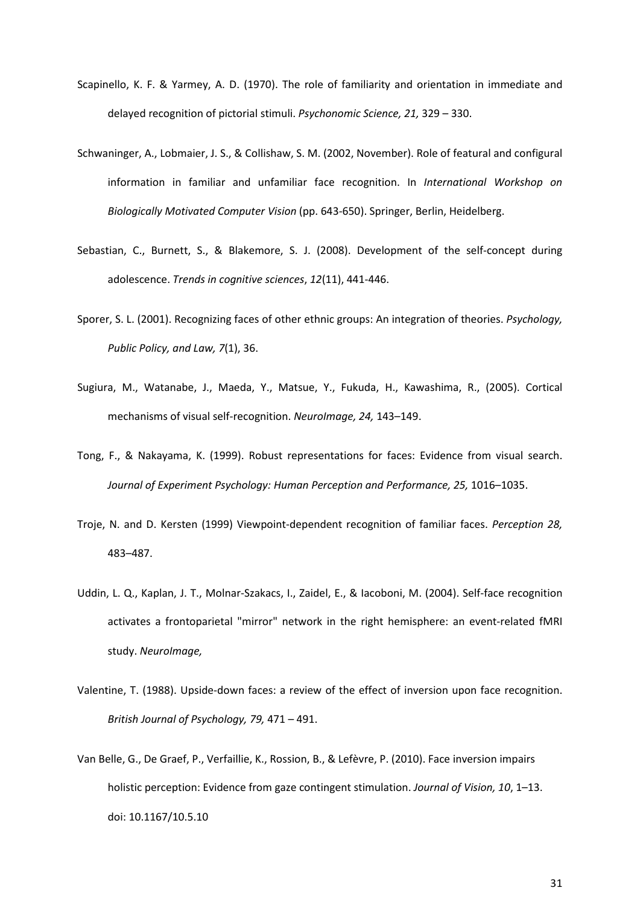Scapinello, K. F. & Yarmey, A. D. (1970). The role of familiarity and orientation in immediate and delayed recognition of pictorial stimuli. *Psychonomic Science, 21,* 329 – 330.

Schwaninger, A., Lobmaier, J. S., & Collishaw, S. M. (2002, November). Role of featural and configural information in familiar and unfamiliar face recognition. In *International Workshop on Biologically Motivated Computer Vision* (pp. 643-650). Springer, Berlin, Heidelberg.

Sebastian, C., Burnett, S., & Blakemore, S. J. (2008). Development of the self-concept during adolescence. *Trends in cognitive sciences*, *12*(11), 441-446.

Sporer, S. L. (2001). Recognizing faces of other ethnic groups: An integration of theories. *Psychology, Public Policy, and Law, 7*(1), 36.

Sugiura, M., Watanabe, J., Maeda, Y., Matsue, Y., Fukuda, H., Kawashima, R., (2005). Cortical mechanisms of visual self-recognition. *NeuroImage, 24,* 143–149.

Tong, F., & Nakayama, K. (1999). Robust representations for faces: Evidence from visual search. *Journal of Experiment Psychology: Human Perception and Performance, 25,* 1016–1035.

Troje, N. and D. Kersten (1999) Viewpoint-dependent recognition of familiar faces. *Perception 28,* 483–487.

Uddin, L. Q., Kaplan, J. T., Molnar-Szakacs, I., Zaidel, E., & Iacoboni, M. (2004). Self-face recognition activates a frontoparietal "mirror" network in the right hemisphere: an event-related fMRI study. *NeuroImage,*

Valentine, T. (1988). Upside-down faces: a review of the effect of inversion upon face recognition. *British Journal of Psychology, 79,* 471 – 491.

Van Belle, G., De Graef, P., Verfaillie, K., Rossion, B., & Lefèvre, P. (2010). Face inversion impairs holistic perception: Evidence from gaze contingent stimulation. *Journal of Vision, 10*, 1–13. doi: 10.1167/10.5.10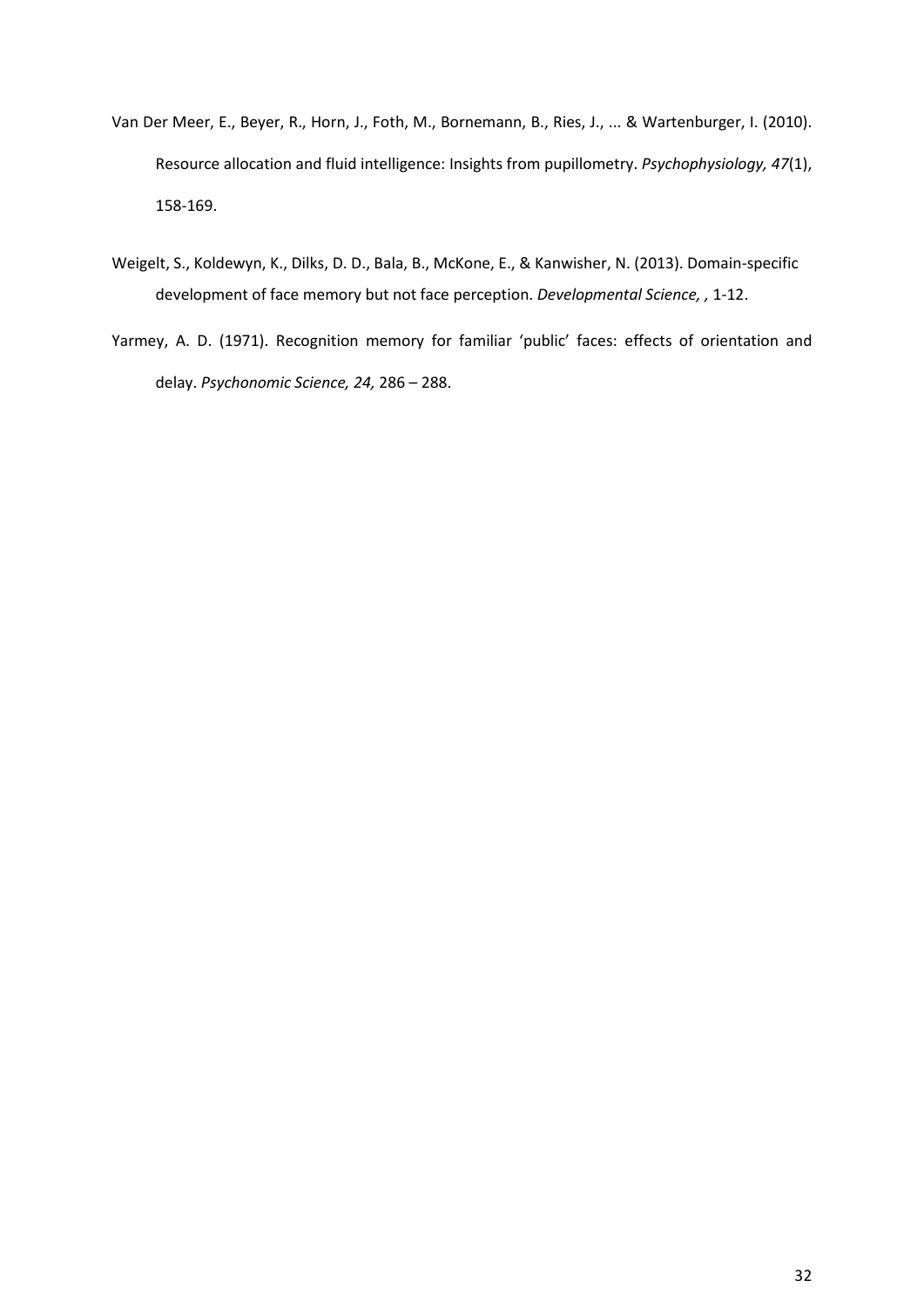Van Der Meer, E., Beyer, R., Horn, J., Foth, M., Bornemann, B., Ries, J., ... & Wartenburger, I. (2010). Resource allocation and fluid intelligence: Insights from pupillometry. *Psychophysiology, 47*(1), 158-169.

Weigelt, S., Koldewyn, K., Dilks, D. D., Bala, B., McKone, E., & Kanwisher, N. (2013). Domain-specific development of face memory but not face perception. *Developmental Science, ,* 1-12.

Yarmey, A. D. (1971). Recognition memory for familiar 'public' faces: effects of orientation and delay. *Psychonomic Science, 24,* 286 – 288.